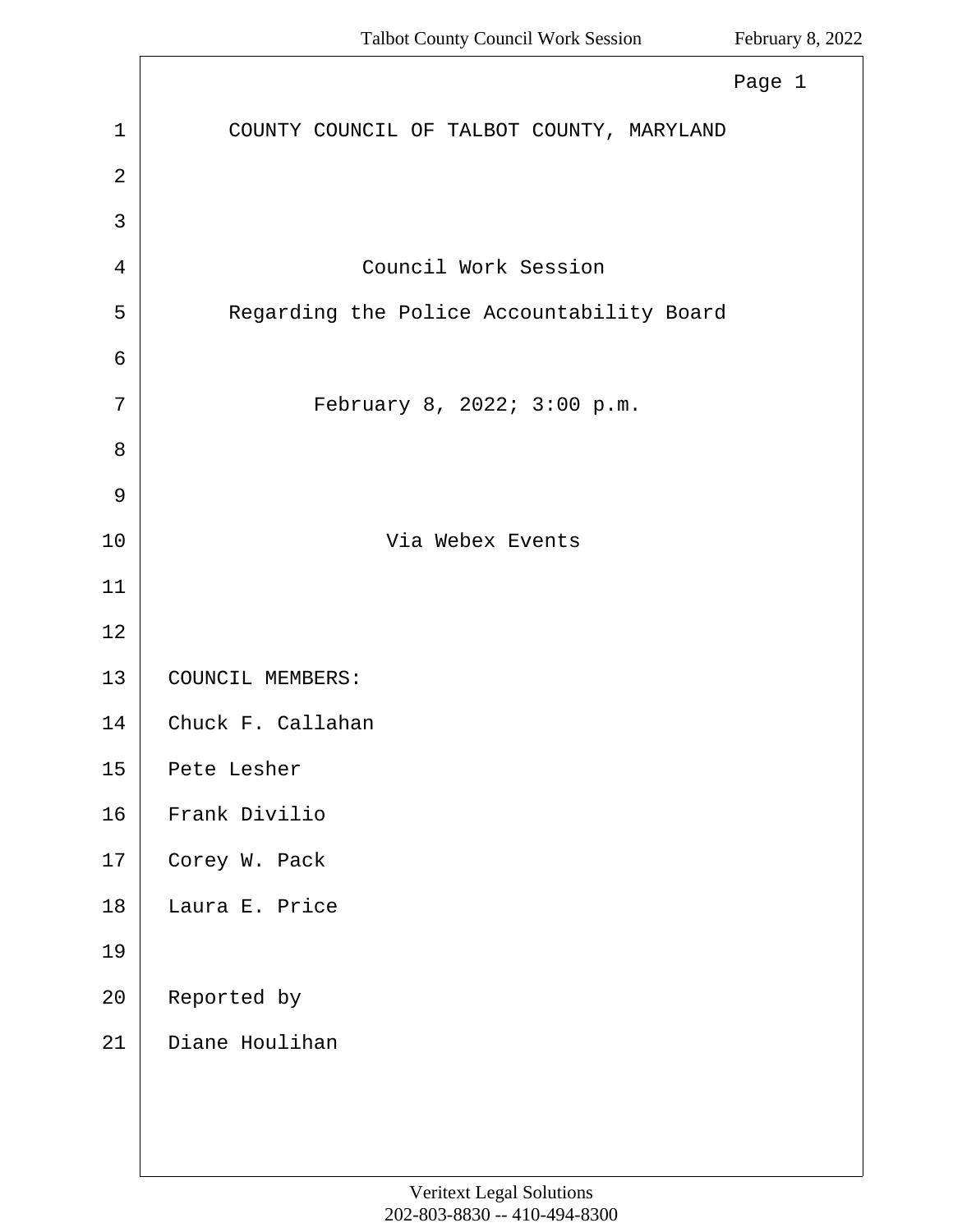# COUNTY COUNCIL OF TALBOT COUNTY, MARYLAND

## Council Work Session

## Regarding the Police Accountability Board

February 8, 2022; 3:00 p.m.

Via Webex Events

COUNCIL MEMBERS:

Chuck F. Callahan

Pete Lesher

Frank Divilio

Corey W. Pack

Laura E. Price

Reported by

Diane Houlihan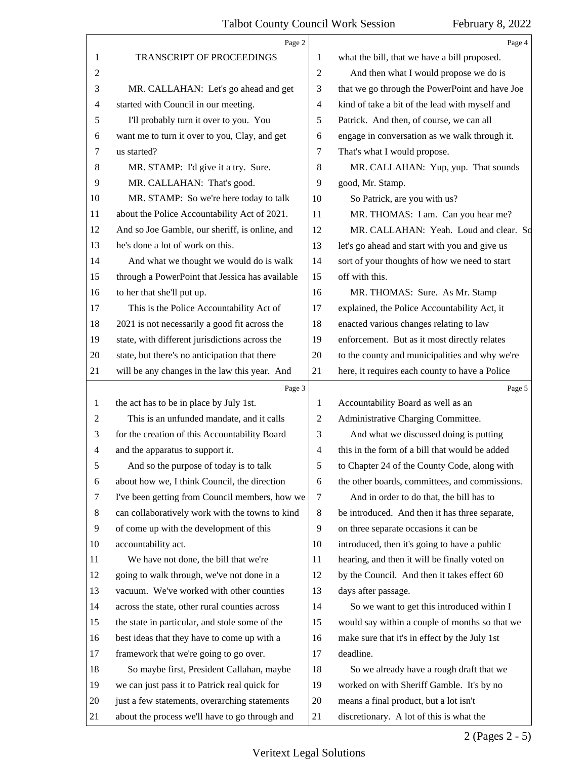TRANSCRIPT OF PROCEEDINGS

MR. CALLAHAN: Let's go ahead and get started with Council in our meeting.

I'll probably turn it over to you. You want me to turn it over to you, Clay, and get us started?

MR. STAMP: I'd give it a try. Sure.

MR. CALLAHAN: That's good.

MR. STAMP: So we're here today to talk about the Police Accountability Act of 2021. And so Joe Gamble, our sheriff, is online, and he's done a lot of work on this.

And what we thought we would do is walk through a PowerPoint that Jessica has available to her that she'll put up.

This is the Police Accountability Act of 2021 is not necessarily a good fit across the state, with different jurisdictions across the state, but there's no anticipation that there will be any changes in the law this year. And the act has to be in place by July 1st.

This is an unfunded mandate, and it calls for the creation of this Accountability Board and the apparatus to support it.

And so the purpose of today is to talk about how we, I think Council, the direction I've been getting from Council members, how we can collaboratively work with the towns to kind of come up with the development of this accountability act.

We have not done, the bill that we're going to walk through, we've not done in a vacuum. We've worked with other counties across the state, other rural counties across the state in particular, and stole some of the best ideas that they have to come up with a framework that we're going to go over.

So maybe first, President Callahan, maybe we can just pass it to Patrick real quick for just a few statements, overarching statements about the process we'll have to go through and what the bill, that we have a bill proposed.

And then what I would propose we do is that we go through the PowerPoint and have Joe kind of take a bit of the lead with myself and Patrick. And then, of course, we can all engage in conversation as we walk through it. That's what I would propose.

MR. CALLAHAN: Yup, yup. That sounds good, Mr. Stamp.

So Patrick, are you with us?

MR. THOMAS: I am. Can you hear me?

MR. CALLAHAN: Yeah. Loud and clear. So let's go ahead and start with you and give us sort of your thoughts of how we need to start off with this.

MR. THOMAS: Sure. As Mr. Stamp explained, the Police Accountability Act, it enacted various changes relating to law enforcement. But as it most directly relates to the county and municipalities and why we're here, it requires each county to have a Police Accountability Board as well as an Administrative Charging Committee.

And what we discussed doing is putting this in the form of a bill that would be added to Chapter 24 of the County Code, along with the other boards, committees, and commissions.

And in order to do that, the bill has to be introduced. And then it has three separate, on three separate occasions it can be introduced, then it's going to have a public hearing, and then it will be finally voted on by the Council. And then it takes effect 60 days after passage.

So we want to get this introduced within I would say within a couple of months so that we make sure that it's in effect by the July 1st deadline.

So we already have a rough draft that we worked on with Sheriff Gamble. It's by no means a final product, but a lot isn't discretionary. A lot of this is what the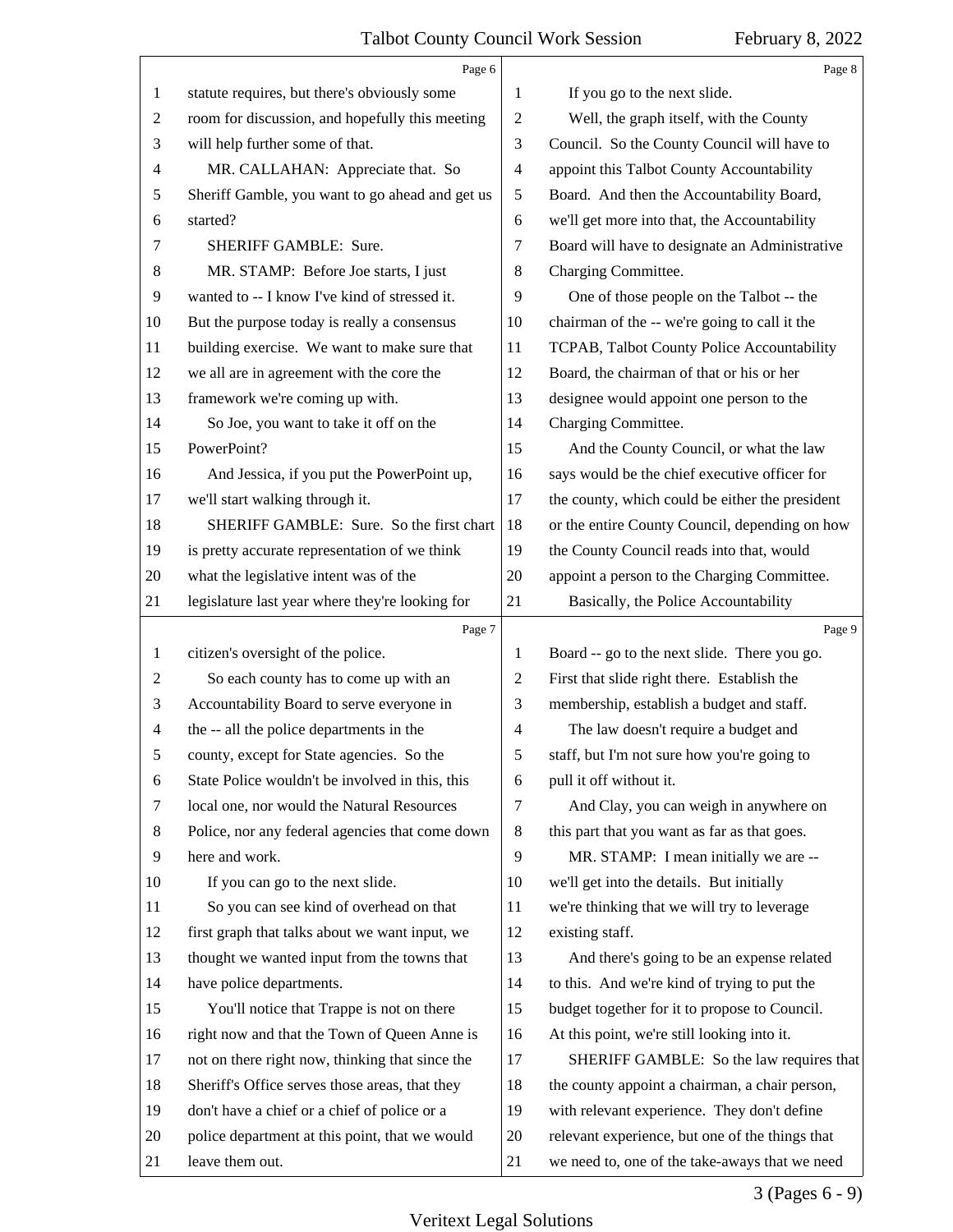Page 6

1 statute requires, but there's obviously some
2 room for discussion, and hopefully this meeting
3 will help further some of that.
4 MR. CALLAHAN: Appreciate that. So
5 Sheriff Gamble, you want to go ahead and get us
6 started?
7 SHERIFF GAMBLE: Sure.
8 MR. STAMP: Before Joe starts, I just
9 wanted to -- I know I've kind of stressed it.
10 But the purpose today is really a consensus
11 building exercise. We want to make sure that
12 we all are in agreement with the core the
13 framework we're coming up with.
14 So Joe, you want to take it off on the
15 PowerPoint?
16 And Jessica, if you put the PowerPoint up,
17 we'll start walking through it.
18 SHERIFF GAMBLE: Sure. So the first chart
19 is pretty accurate representation of we think
20 what the legislative intent was of the
21 legislature last year where they're looking for

Page 7

1 citizen's oversight of the police.
2 So each county has to come up with an
3 Accountability Board to serve everyone in
4 the -- all the police departments in the
5 county, except for State agencies. So the
6 State Police wouldn't be involved in this, this
7 local one, nor would the Natural Resources
8 Police, nor any federal agencies that come down
9 here and work.
10 If you can go to the next slide.
11 So you can see kind of overhead on that
12 first graph that talks about we want input, we
13 thought we wanted input from the towns that
14 have police departments.
15 You'll notice that Trappe is not on there
16 right now and that the Town of Queen Anne is
17 not on there right now, thinking that since the
18 Sheriff's Office serves those areas, that they
19 don't have a chief or a chief of police or a
20 police department at this point, that we would
21 leave them out.

Page 8

1 If you go to the next slide.
2 Well, the graph itself, with the County
3 Council. So the County Council will have to
4 appoint this Talbot County Accountability
5 Board. And then the Accountability Board,
6 we'll get more into that, the Accountability
7 Board will have to designate an Administrative
8 Charging Committee.
9 One of those people on the Talbot -- the
10 chairman of the -- we're going to call it the
11 TCPAB, Talbot County Police Accountability
12 Board, the chairman of that or his or her
13 designee would appoint one person to the
14 Charging Committee.
15 And the County Council, or what the law
16 says would be the chief executive officer for
17 the county, which could be either the president
18 or the entire County Council, depending on how
19 the County Council reads into that, would
20 appoint a person to the Charging Committee.
21 Basically, the Police Accountability

Page 9

1 Board -- go to the next slide. There you go.
2 First that slide right there. Establish the
3 membership, establish a budget and staff.
4 The law doesn't require a budget and
5 staff, but I'm not sure how you're going to
6 pull it off without it.
7 And Clay, you can weigh in anywhere on
8 this part that you want as far as that goes.
9 MR. STAMP: I mean initially we are --
10 we'll get into the details. But initially
11 we're thinking that we will try to leverage
12 existing staff.
13 And there's going to be an expense related
14 to this. And we're kind of trying to put the
15 budget together for it to propose to Council.
16 At this point, we're still looking into it.
17 SHERIFF GAMBLE: So the law requires that
18 the county appoint a chairman, a chair person,
19 with relevant experience. They don't define
20 relevant experience, but one of the things that
21 we need to, one of the take-aways that we need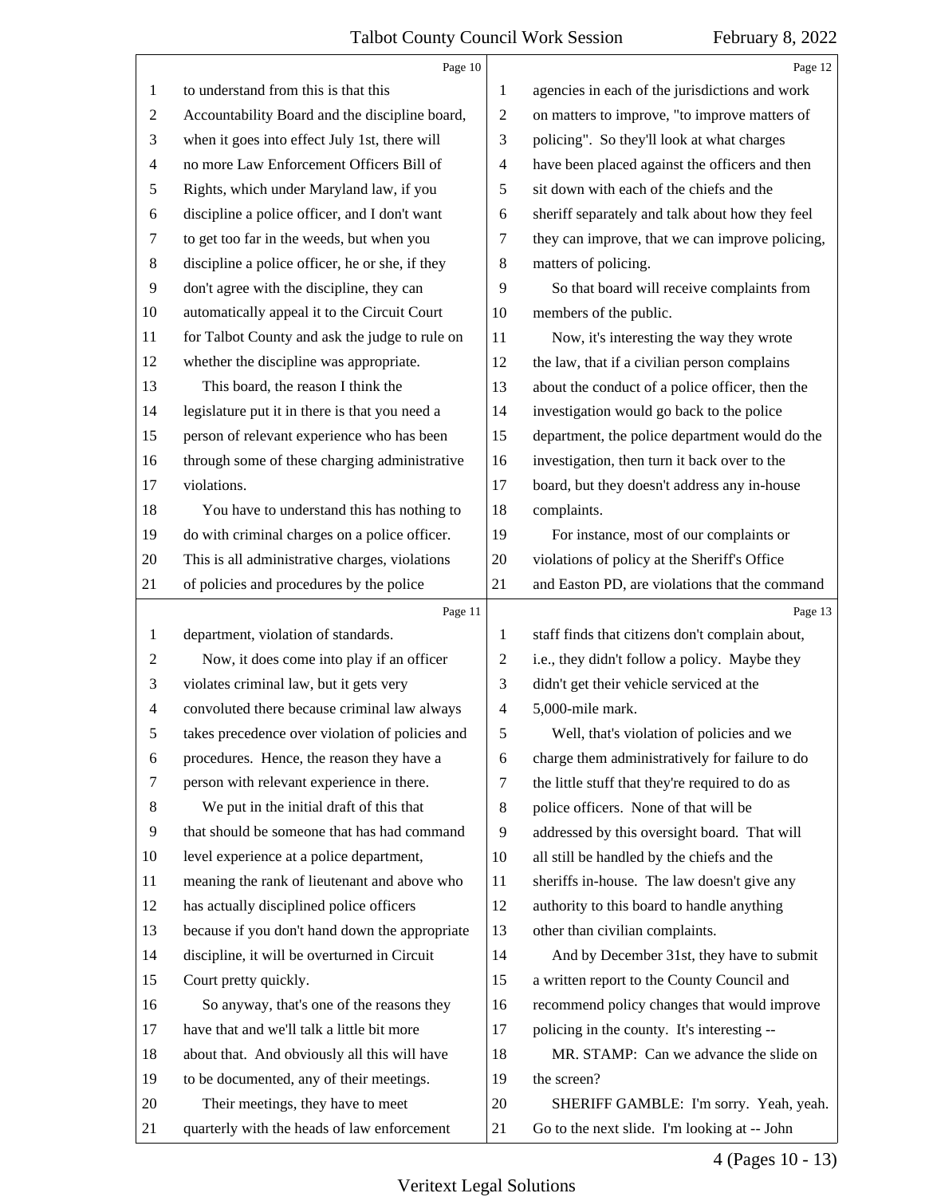to understand from this is that this Accountability Board and the discipline board, when it goes into effect July 1st, there will no more Law Enforcement Officers Bill of Rights, which under Maryland law, if you discipline a police officer, and I don't want to get too far in the weeds, but when you discipline a police officer, he or she, if they don't agree with the discipline, they can automatically appeal it to the Circuit Court for Talbot County and ask the judge to rule on whether the discipline was appropriate.

This board, the reason I think the legislature put it in there is that you need a person of relevant experience who has been through some of these charging administrative violations.

You have to understand this has nothing to do with criminal charges on a police officer. This is all administrative charges, violations of policies and procedures by the police department, violation of standards.

Now, it does come into play if an officer violates criminal law, but it gets very convoluted there because criminal law always takes precedence over violation of policies and procedures. Hence, the reason they have a person with relevant experience in there.

We put in the initial draft of this that that should be someone that has had command level experience at a police department, meaning the rank of lieutenant and above who has actually disciplined police officers because if you don't hand down the appropriate discipline, it will be overturned in Circuit Court pretty quickly.

So anyway, that's one of the reasons they have that and we'll talk a little bit more about that. And obviously all this will have to be documented, any of their meetings.

Their meetings, they have to meet quarterly with the heads of law enforcement agencies in each of the jurisdictions and work on matters to improve, "to improve matters of policing". So they'll look at what charges have been placed against the officers and then sit down with each of the chiefs and the sheriff separately and talk about how they feel they can improve, that we can improve policing, matters of policing.

So that board will receive complaints from members of the public.

Now, it's interesting the way they wrote the law, that if a civilian person complains about the conduct of a police officer, then the investigation would go back to the police department, the police department would do the investigation, then turn it back over to the board, but they doesn't address any in-house complaints.

For instance, most of our complaints or violations of policy at the Sheriff's Office and Easton PD, are violations that the command staff finds that citizens don't complain about, i.e., they didn't follow a policy. Maybe they didn't get their vehicle serviced at the 5,000-mile mark.

Well, that's violation of policies and we charge them administratively for failure to do the little stuff that they're required to do as police officers. None of that will be addressed by this oversight board. That will all still be handled by the chiefs and the sheriffs in-house. The law doesn't give any authority to this board to handle anything other than civilian complaints.

And by December 31st, they have to submit a written report to the County Council and recommend policy changes that would improve policing in the county. It's interesting --

MR. STAMP: Can we advance the slide on the screen?

SHERIFF GAMBLE: I'm sorry. Yeah, yeah. Go to the next slide. I'm looking at -- John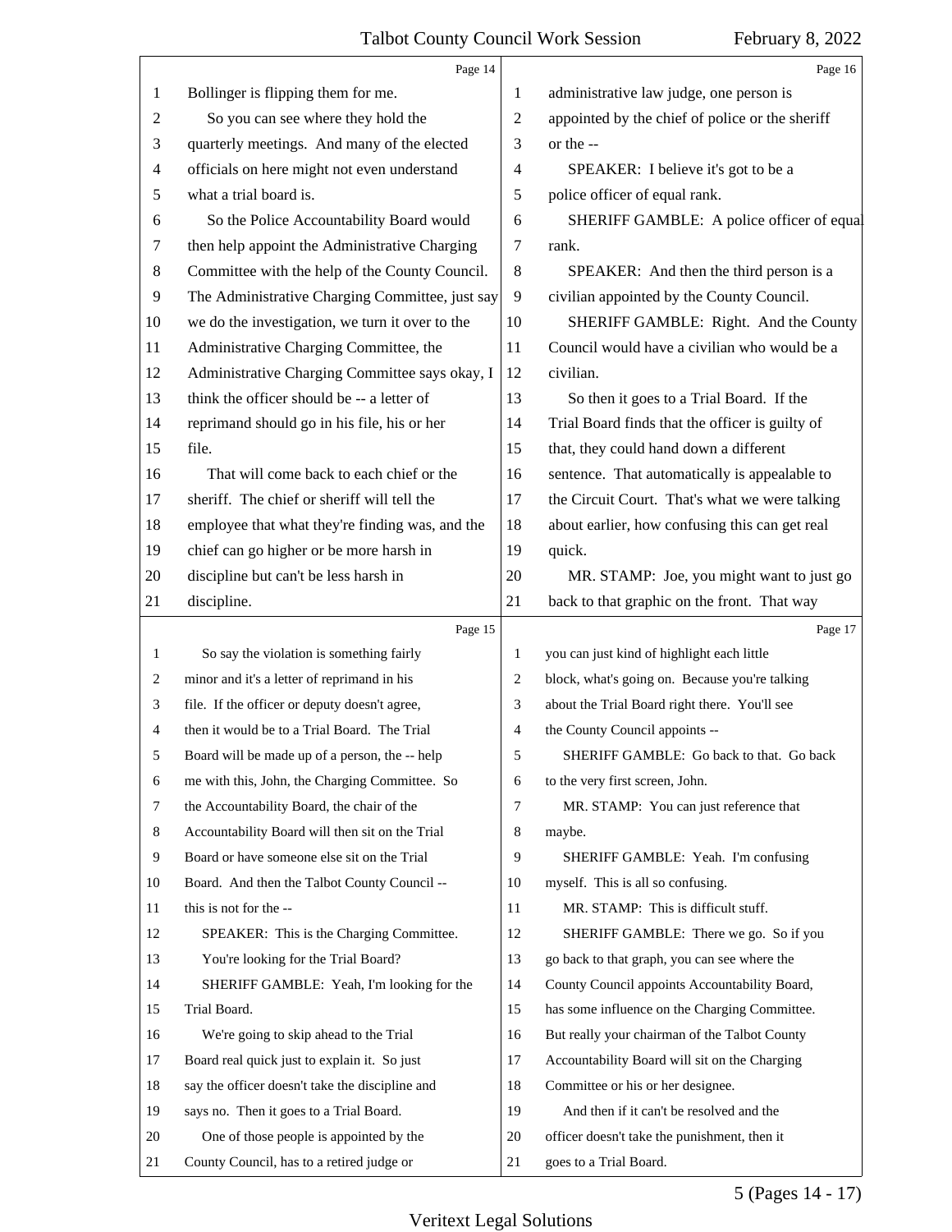Page 14

1 Bollinger is flipping them for me.
2 So you can see where they hold the
3 quarterly meetings. And many of the elected
4 officials on here might not even understand
5 what a trial board is.
6 So the Police Accountability Board would
7 then help appoint the Administrative Charging
8 Committee with the help of the County Council.
9 The Administrative Charging Committee, just say
10 we do the investigation, we turn it over to the
11 Administrative Charging Committee, the
12 Administrative Charging Committee says okay, I
13 think the officer should be -- a letter of
14 reprimand should go in his file, his or her
15 file.
16 That will come back to each chief or the
17 sheriff. The chief or sheriff will tell the
18 employee that what they're finding was, and the
19 chief can go higher or be more harsh in
20 discipline but can't be less harsh in
21 discipline.

Page 15

1 So say the violation is something fairly
2 minor and it's a letter of reprimand in his
3 file. If the officer or deputy doesn't agree,
4 then it would be to a Trial Board. The Trial
5 Board will be made up of a person, the -- help
6 me with this, John, the Charging Committee. So
7 the Accountability Board, the chair of the
8 Accountability Board will then sit on the Trial
9 Board or have someone else sit on the Trial
10 Board. And then the Talbot County Council --
11 this is not for the --
12 SPEAKER: This is the Charging Committee.
13 You're looking for the Trial Board?
14 SHERIFF GAMBLE: Yeah, I'm looking for the
15 Trial Board.
16 We're going to skip ahead to the Trial
17 Board real quick just to explain it. So just
18 say the officer doesn't take the discipline and
19 says no. Then it goes to a Trial Board.
20 One of those people is appointed by the
21 County Council, has to a retired judge or

Page 16

1 administrative law judge, one person is
2 appointed by the chief of police or the sheriff
3 or the --
4 SPEAKER: I believe it's got to be a
5 police officer of equal rank.
6 SHERIFF GAMBLE: A police officer of equal
7 rank.
8 SPEAKER: And then the third person is a
9 civilian appointed by the County Council.
10 SHERIFF GAMBLE: Right. And the County
11 Council would have a civilian who would be a
12 civilian.
13 So then it goes to a Trial Board. If the
14 Trial Board finds that the officer is guilty of
15 that, they could hand down a different
16 sentence. That automatically is appealable to
17 the Circuit Court. That's what we were talking
18 about earlier, how confusing this can get real
19 quick.
20 MR. STAMP: Joe, you might want to just go
21 back to that graphic on the front. That way

Page 17

1 you can just kind of highlight each little
2 block, what's going on. Because you're talking
3 about the Trial Board right there. You'll see
4 the County Council appoints --
5 SHERIFF GAMBLE: Go back to that. Go back
6 to the very first screen, John.
7 MR. STAMP: You can just reference that
8 maybe.
9 SHERIFF GAMBLE: Yeah. I'm confusing
10 myself. This is all so confusing.
11 MR. STAMP: This is difficult stuff.
12 SHERIFF GAMBLE: There we go. So if you
13 go back to that graph, you can see where the
14 County Council appoints Accountability Board,
15 has some influence on the Charging Committee.
16 But really your chairman of the Talbot County
17 Accountability Board will sit on the Charging
18 Committee or his or her designee.
19 And then if it can't be resolved and the
20 officer doesn't take the punishment, then it
21 goes to a Trial Board.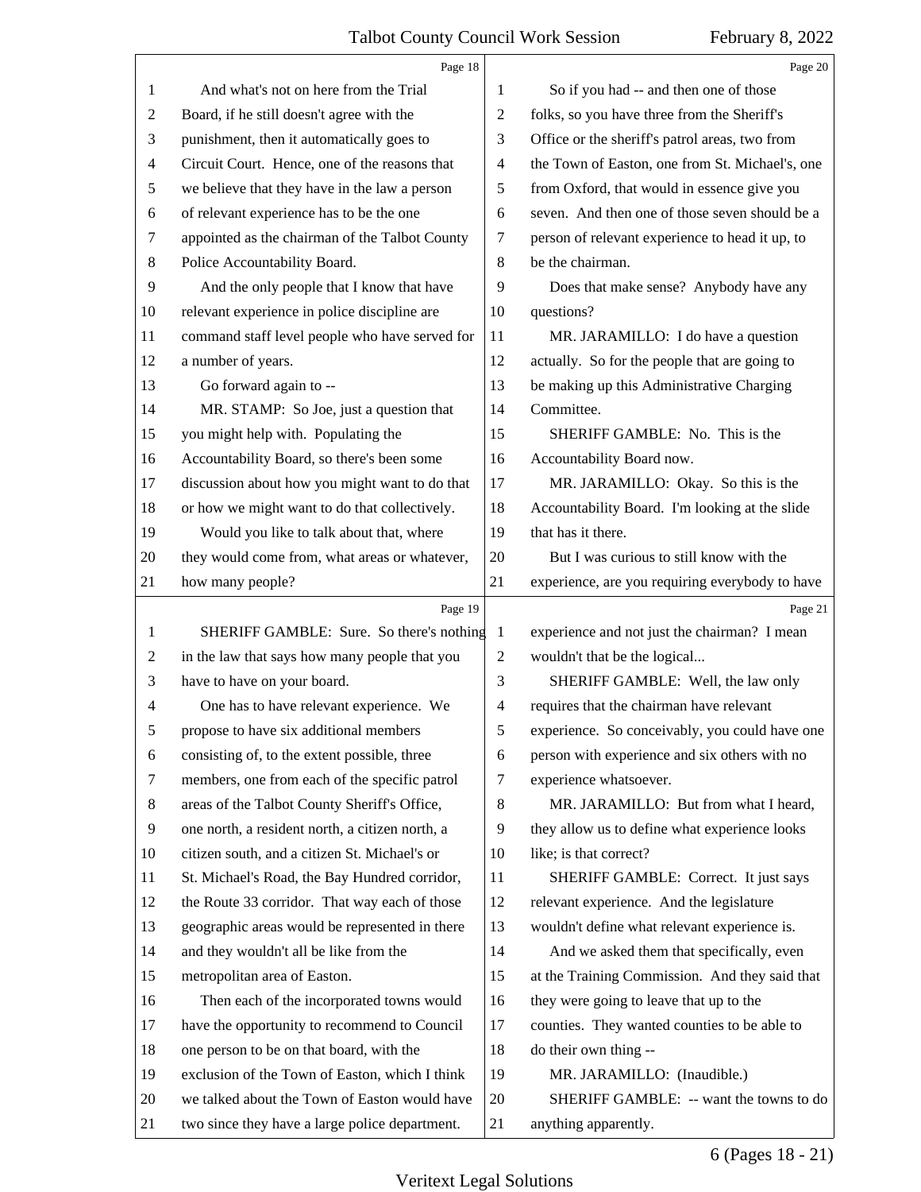And what's not on here from the Trial Board, if he still doesn't agree with the punishment, then it automatically goes to Circuit Court. Hence, one of the reasons that we believe that they have in the law a person of relevant experience has to be the one appointed as the chairman of the Talbot County Police Accountability Board.

And the only people that I know that have relevant experience in police discipline are command staff level people who have served for a number of years.

Go forward again to --

MR. STAMP: So Joe, just a question that you might help with. Populating the Accountability Board, so there's been some discussion about how you might want to do that or how we might want to do that collectively.

Would you like to talk about that, where they would come from, what areas or whatever, how many people?

SHERIFF GAMBLE: Sure. So there's nothing in the law that says how many people that you have to have on your board.

One has to have relevant experience. We propose to have six additional members consisting of, to the extent possible, three members, one from each of the specific patrol areas of the Talbot County Sheriff's Office, one north, a resident north, a citizen north, a citizen south, and a citizen St. Michael's or St. Michael's Road, the Bay Hundred corridor, the Route 33 corridor. That way each of those geographic areas would be represented in there and they wouldn't all be like from the metropolitan area of Easton.

Then each of the incorporated towns would have the opportunity to recommend to Council one person to be on that board, with the exclusion of the Town of Easton, which I think we talked about the Town of Easton would have two since they have a large police department.

So if you had -- and then one of those folks, so you have three from the Sheriff's Office or the sheriff's patrol areas, two from the Town of Easton, one from St. Michael's, one from Oxford, that would in essence give you seven. And then one of those seven should be a person of relevant experience to head it up, to be the chairman.

Does that make sense? Anybody have any questions?

MR. JARAMILLO: I do have a question actually. So for the people that are going to be making up this Administrative Charging Committee.

SHERIFF GAMBLE: No. This is the Accountability Board now.

MR. JARAMILLO: Okay. So this is the Accountability Board. I'm looking at the slide that has it there.

But I was curious to still know with the experience, are you requiring everybody to have experience and not just the chairman? I mean wouldn't that be the logical...

SHERIFF GAMBLE: Well, the law only requires that the chairman have relevant experience. So conceivably, you could have one person with experience and six others with no experience whatsoever.

MR. JARAMILLO: But from what I heard, they allow us to define what experience looks like; is that correct?

SHERIFF GAMBLE: Correct. It just says relevant experience. And the legislature wouldn't define what relevant experience is.

And we asked them that specifically, even at the Training Commission. And they said that they were going to leave that up to the counties. They wanted counties to be able to do their own thing --

MR. JARAMILLO: (Inaudible.)

SHERIFF GAMBLE: -- want the towns to do anything apparently.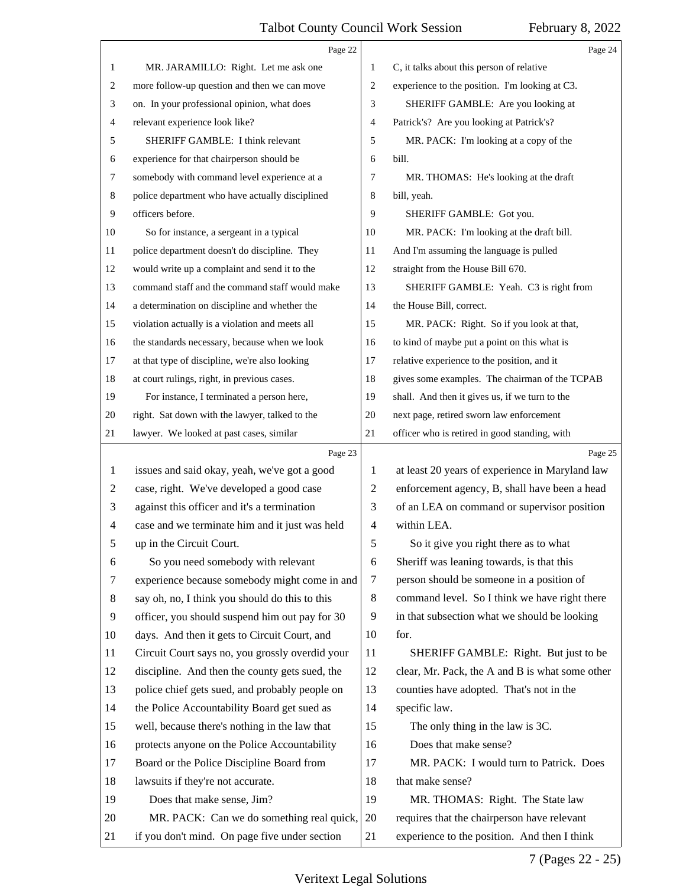MR. JARAMILLO: Right. Let me ask one more follow-up question and then we can move on. In your professional opinion, what does relevant experience look like?

SHERIFF GAMBLE: I think relevant experience for that chairperson should be somebody with command level experience at a police department who have actually disciplined officers before.

So for instance, a sergeant in a typical police department doesn't do discipline. They would write up a complaint and send it to the command staff and the command staff would make a determination on discipline and whether the violation actually is a violation and meets all the standards necessary, because when we look at that type of discipline, we're also looking at court rulings, right, in previous cases.

For instance, I terminated a person here, right. Sat down with the lawyer, talked to the lawyer. We looked at past cases, similar issues and said okay, yeah, we've got a good case, right. We've developed a good case against this officer and it's a termination case and we terminate him and it just was held up in the Circuit Court.

So you need somebody with relevant experience because somebody might come in and say oh, no, I think you should do this to this officer, you should suspend him out pay for 30 days. And then it gets to Circuit Court, and Circuit Court says no, you grossly overdid your discipline. And then the county gets sued, the police chief gets sued, and probably people on the Police Accountability Board get sued as well, because there's nothing in the law that protects anyone on the Police Accountability Board or the Police Discipline Board from lawsuits if they're not accurate.

Does that make sense, Jim?

MR. PACK: Can we do something real quick, if you don't mind. On page five under section C, it talks about this person of relative experience to the position. I'm looking at C3.

SHERIFF GAMBLE: Are you looking at Patrick's? Are you looking at Patrick's?

MR. PACK: I'm looking at a copy of the bill.

MR. THOMAS: He's looking at the draft bill, yeah.

SHERIFF GAMBLE: Got you.

MR. PACK: I'm looking at the draft bill. And I'm assuming the language is pulled straight from the House Bill 670.

SHERIFF GAMBLE: Yeah. C3 is right from the House Bill, correct.

MR. PACK: Right. So if you look at that, to kind of maybe put a point on this what is relative experience to the position, and it gives some examples. The chairman of the TCPAB shall. And then it gives us, if we turn to the next page, retired sworn law enforcement officer who is retired in good standing, with at least 20 years of experience in Maryland law enforcement agency, B, shall have been a head of an LEA on command or supervisor position within LEA.

So it give you right there as to what Sheriff was leaning towards, is that this person should be someone in a position of command level. So I think we have right there in that subsection what we should be looking for.

SHERIFF GAMBLE: Right. But just to be clear, Mr. Pack, the A and B is what some other counties have adopted. That's not in the specific law.

The only thing in the law is 3C.

Does that make sense?

MR. PACK: I would turn to Patrick. Does that make sense?

MR. THOMAS: Right. The State law requires that the chairperson have relevant experience to the position. And then I think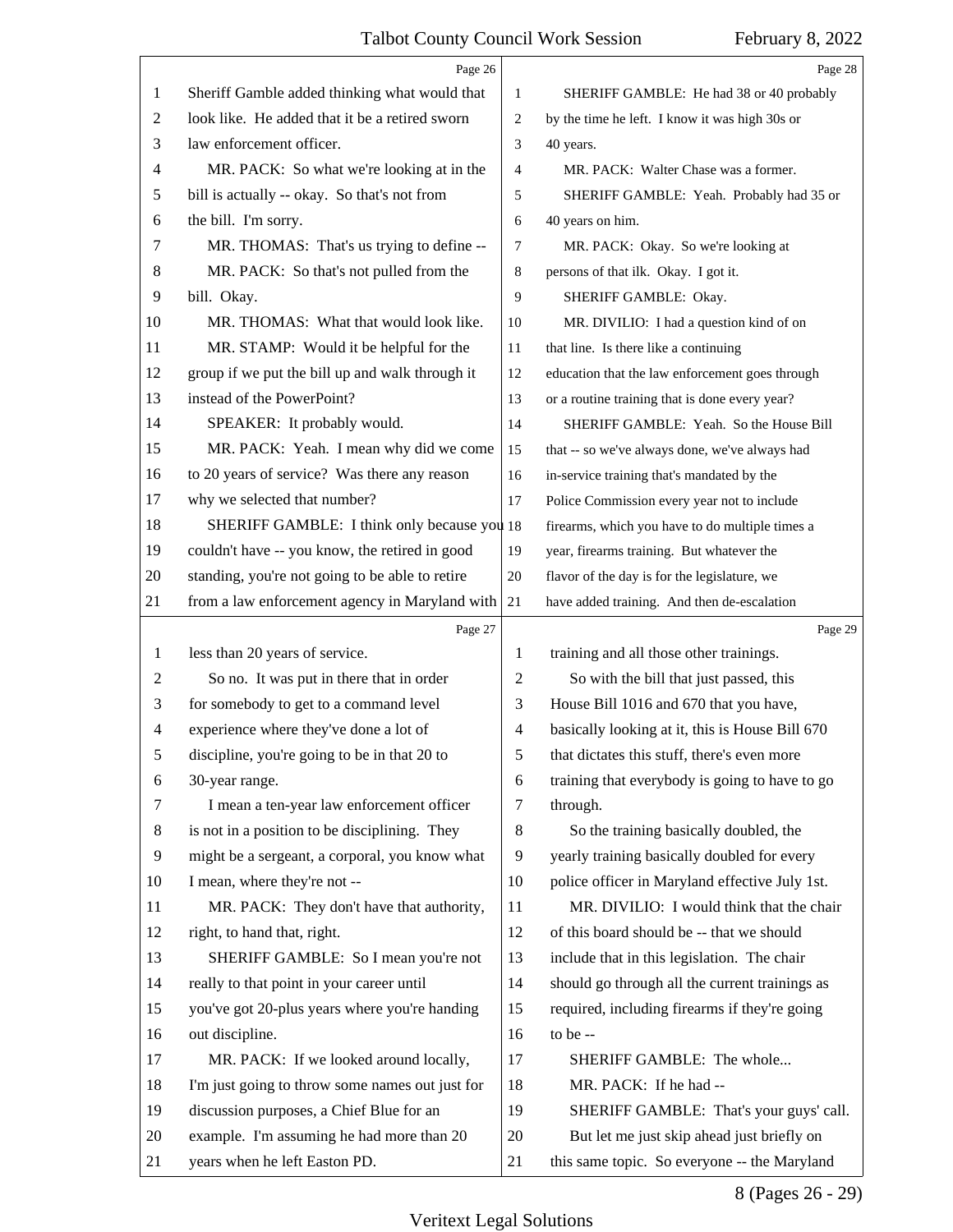Sheriff Gamble added thinking what would that look like. He added that it be a retired sworn law enforcement officer.

MR. PACK: So what we're looking at in the bill is actually -- okay. So that's not from the bill. I'm sorry.

MR. THOMAS: That's us trying to define --

MR. PACK: So that's not pulled from the bill. Okay.

MR. THOMAS: What that would look like.

MR. STAMP: Would it be helpful for the group if we put the bill up and walk through it instead of the PowerPoint?

SPEAKER: It probably would.

MR. PACK: Yeah. I mean why did we come to 20 years of service? Was there any reason why we selected that number?

SHERIFF GAMBLE: I think only because you couldn't have -- you know, the retired in good standing, you're not going to be able to retire from a law enforcement agency in Maryland with less than 20 years of service.

So no. It was put in there that in order for somebody to get to a command level experience where they've done a lot of discipline, you're going to be in that 20 to 30-year range.

I mean a ten-year law enforcement officer is not in a position to be disciplining. They might be a sergeant, a corporal, you know what I mean, where they're not --

MR. PACK: They don't have that authority, right, to hand that, right.

SHERIFF GAMBLE: So I mean you're not really to that point in your career until you've got 20-plus years where you're handing out discipline.

MR. PACK: If we looked around locally, I'm just going to throw some names out just for discussion purposes, a Chief Blue for an example. I'm assuming he had more than 20 years when he left Easton PD.

SHERIFF GAMBLE: He had 38 or 40 probably by the time he left. I know it was high 30s or 40 years.

MR. PACK: Walter Chase was a former.

SHERIFF GAMBLE: Yeah. Probably had 35 or 40 years on him.

MR. PACK: Okay. So we're looking at persons of that ilk. Okay. I got it.

SHERIFF GAMBLE: Okay.

MR. DIVILIO: I had a question kind of on that line. Is there like a continuing education that the law enforcement goes through or a routine training that is done every year?

SHERIFF GAMBLE: Yeah. So the House Bill that -- so we've always done, we've always had in-service training that's mandated by the Police Commission every year not to include firearms, which you have to do multiple times a year, firearms training. But whatever the flavor of the day is for the legislature, we have added training. And then de-escalation training and all those other trainings.

So with the bill that just passed, this House Bill 1016 and 670 that you have, basically looking at it, this is House Bill 670 that dictates this stuff, there's even more training that everybody is going to have to go through.

So the training basically doubled, the yearly training basically doubled for every police officer in Maryland effective July 1st.

MR. DIVILIO: I would think that the chair of this board should be -- that we should include that in this legislation. The chair should go through all the current trainings as required, including firearms if they're going to be --

SHERIFF GAMBLE: The whole...

MR. PACK: If he had --

SHERIFF GAMBLE: That's your guys' call.

But let me just skip ahead just briefly on this same topic. So everyone -- the Maryland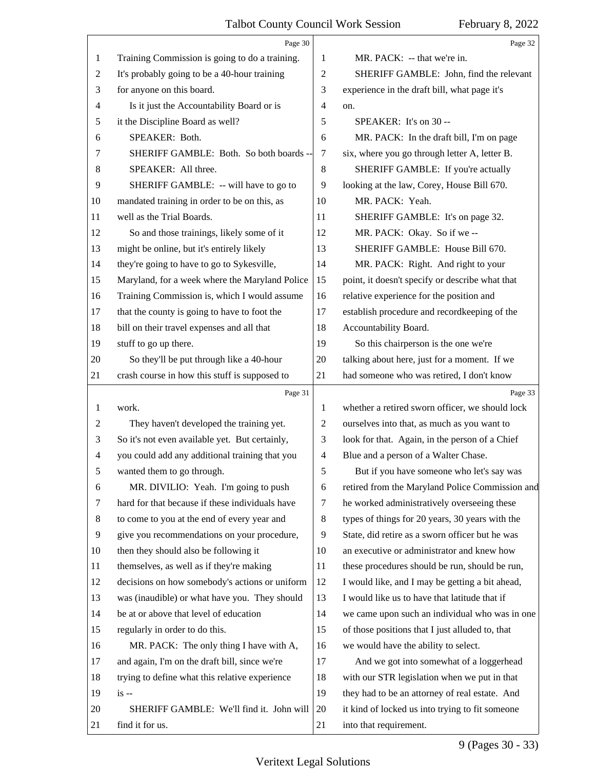Page 30

1 Training Commission is going to do a training.
2 It's probably going to be a 40-hour training
3 for anyone on this board.
4 Is it just the Accountability Board or is
5 it the Discipline Board as well?
6 SPEAKER: Both.
7 SHERIFF GAMBLE: Both. So both boards --
8 SPEAKER: All three.
9 SHERIFF GAMBLE: -- will have to go to
10 mandated training in order to be on this, as
11 well as the Trial Boards.
12 So and those trainings, likely some of it
13 might be online, but it's entirely likely
14 they're going to have to go to Sykesville,
15 Maryland, for a week where the Maryland Police
16 Training Commission is, which I would assume
17 that the county is going to have to foot the
18 bill on their travel expenses and all that
19 stuff to go up there.
20 So they'll be put through like a 40-hour
21 crash course in how this stuff is supposed to

Page 31

1 work.
2 They haven't developed the training yet.
3 So it's not even available yet. But certainly,
4 you could add any additional training that you
5 wanted them to go through.
6 MR. DIVILIO: Yeah. I'm going to push
7 hard for that because if these individuals have
8 to come to you at the end of every year and
9 give you recommendations on your procedure,
10 then they should also be following it
11 themselves, as well as if they're making
12 decisions on how somebody's actions or uniform
13 was (inaudible) or what have you. They should
14 be at or above that level of education
15 regularly in order to do this.
16 MR. PACK: The only thing I have with A,
17 and again, I'm on the draft bill, since we're
18 trying to define what this relative experience
19 is --
20 SHERIFF GAMBLE: We'll find it. John will
21 find it for us.

Page 32

1 MR. PACK: -- that we're in.
2 SHERIFF GAMBLE: John, find the relevant
3 experience in the draft bill, what page it's
4 on.
5 SPEAKER: It's on 30 --
6 MR. PACK: In the draft bill, I'm on page
7 six, where you go through letter A, letter B.
8 SHERIFF GAMBLE: If you're actually
9 looking at the law, Corey, House Bill 670.
10 MR. PACK: Yeah.
11 SHERIFF GAMBLE: It's on page 32.
12 MR. PACK: Okay. So if we --
13 SHERIFF GAMBLE: House Bill 670.
14 MR. PACK: Right. And right to your
15 point, it doesn't specify or describe what that
16 relative experience for the position and
17 establish procedure and recordkeeping of the
18 Accountability Board.
19 So this chairperson is the one we're
20 talking about here, just for a moment. If we
21 had someone who was retired, I don't know

Page 33

1 whether a retired sworn officer, we should lock
2 ourselves into that, as much as you want to
3 look for that. Again, in the person of a Chief
4 Blue and a person of a Walter Chase.
5 But if you have someone who let's say was
6 retired from the Maryland Police Commission and
7 he worked administratively overseeing these
8 types of things for 20 years, 30 years with the
9 State, did retire as a sworn officer but he was
10 an executive or administrator and knew how
11 these procedures should be run, should be run,
12 I would like, and I may be getting a bit ahead,
13 I would like us to have that latitude that if
14 we came upon such an individual who was in one
15 of those positions that I just alluded to, that
16 we would have the ability to select.
17 And we got into somewhat of a loggerhead
18 with our STR legislation when we put in that
19 they had to be an attorney of real estate. And
20 it kind of locked us into trying to fit someone
21 into that requirement.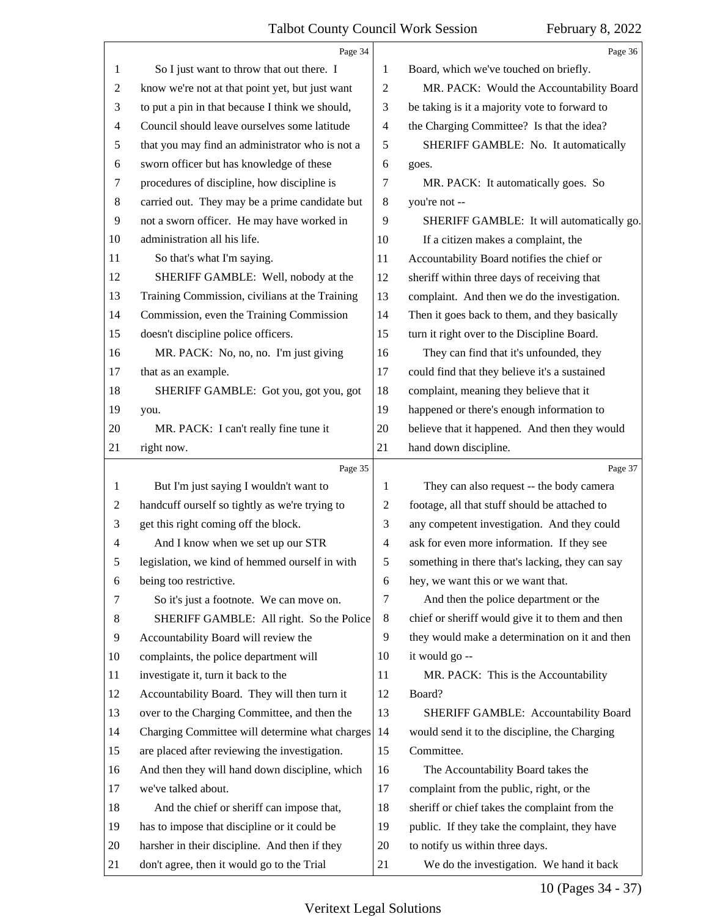Page 34

So I just want to throw that out there. I know we're not at that point yet, but just want to put a pin in that because I think we should, Council should leave ourselves some latitude that you may find an administrator who is not a sworn officer but has knowledge of these procedures of discipline, how discipline is carried out. They may be a prime candidate but not a sworn officer. He may have worked in administration all his life.

So that's what I'm saying.

SHERIFF GAMBLE: Well, nobody at the Training Commission, civilians at the Training Commission, even the Training Commission doesn't discipline police officers.

MR. PACK: No, no, no. I'm just giving that as an example.

SHERIFF GAMBLE: Got you, got you, got you.

MR. PACK: I can't really fine tune it right now.

Page 35

But I'm just saying I wouldn't want to handcuff ourself so tightly as we're trying to get this right coming off the block.

And I know when we set up our STR legislation, we kind of hemmed ourself in with being too restrictive.

So it's just a footnote. We can move on.

SHERIFF GAMBLE: All right. So the Police Accountability Board will review the complaints, the police department will investigate it, turn it back to the Accountability Board. They will then turn it over to the Charging Committee, and then the Charging Committee will determine what charges are placed after reviewing the investigation. And then they will hand down discipline, which we've talked about.

And the chief or sheriff can impose that, has to impose that discipline or it could be harsher in their discipline. And then if they don't agree, then it would go to the Trial

Page 36

Board, which we've touched on briefly.

MR. PACK: Would the Accountability Board be taking is it a majority vote to forward to the Charging Committee? Is that the idea?

SHERIFF GAMBLE: No. It automatically goes.

MR. PACK: It automatically goes. So you're not --

SHERIFF GAMBLE: It will automatically go.

If a citizen makes a complaint, the Accountability Board notifies the chief or sheriff within three days of receiving that complaint. And then we do the investigation. Then it goes back to them, and they basically turn it right over to the Discipline Board.

They can find that it's unfounded, they could find that they believe it's a sustained complaint, meaning they believe that it happened or there's enough information to believe that it happened. And then they would hand down discipline.

Page 37

They can also request -- the body camera footage, all that stuff should be attached to any competent investigation. And they could ask for even more information. If they see something in there that's lacking, they can say hey, we want this or we want that.

And then the police department or the chief or sheriff would give it to them and then they would make a determination on it and then it would go --

MR. PACK: This is the Accountability Board?

SHERIFF GAMBLE: Accountability Board would send it to the discipline, the Charging Committee.

The Accountability Board takes the complaint from the public, right, or the sheriff or chief takes the complaint from the public. If they take the complaint, they have to notify us within three days.

We do the investigation. We hand it back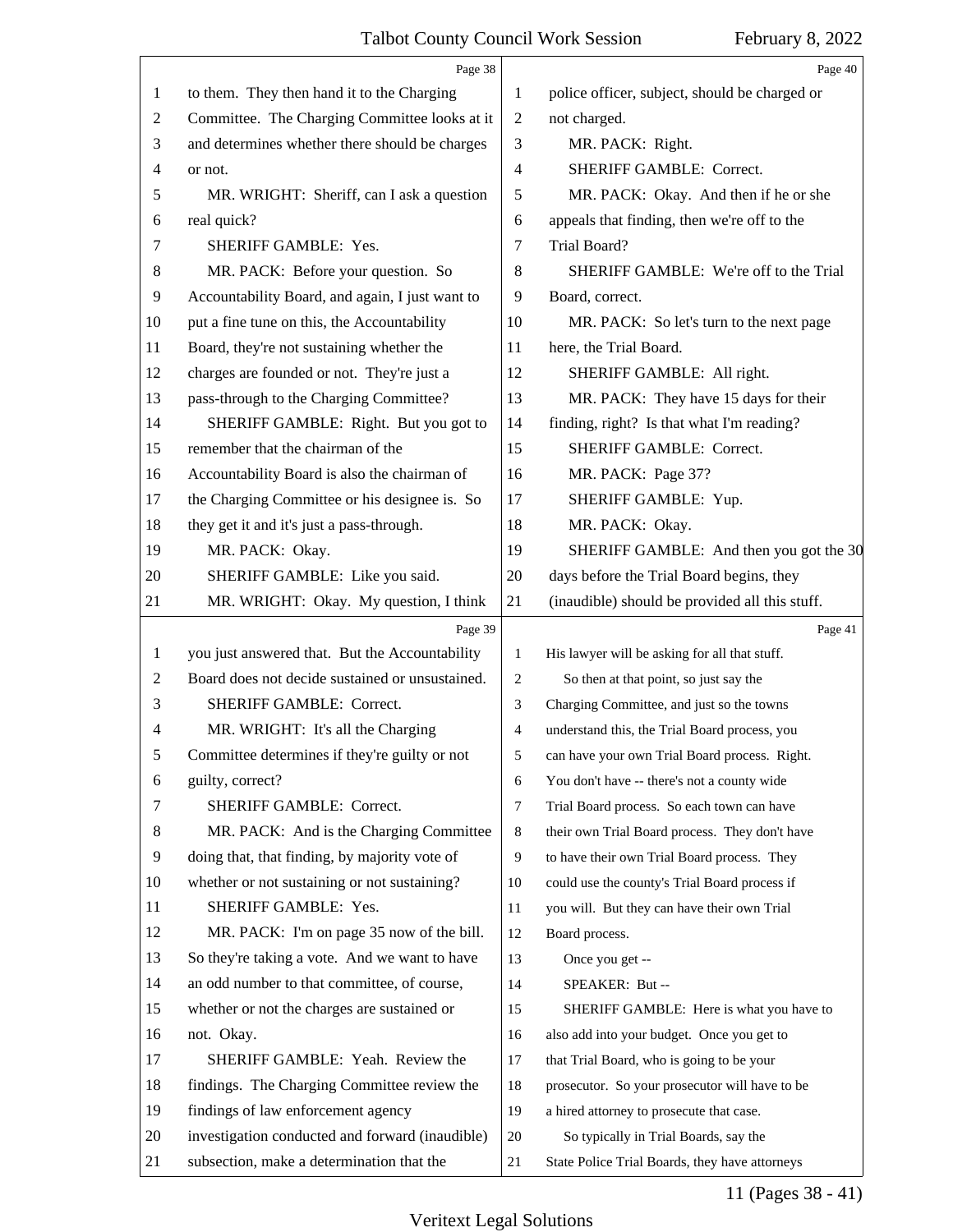Page 38

1 to them. They then hand it to the Charging
2 Committee. The Charging Committee looks at it
3 and determines whether there should be charges
4 or not.
5 MR. WRIGHT: Sheriff, can I ask a question
6 real quick?
7 SHERIFF GAMBLE: Yes.
8 MR. PACK: Before your question. So
9 Accountability Board, and again, I just want to
10 put a fine tune on this, the Accountability
11 Board, they're not sustaining whether the
12 charges are founded or not. They're just a
13 pass-through to the Charging Committee?
14 SHERIFF GAMBLE: Right. But you got to
15 remember that the chairman of the
16 Accountability Board is also the chairman of
17 the Charging Committee or his designee is. So
18 they get it and it's just a pass-through.
19 MR. PACK: Okay.
20 SHERIFF GAMBLE: Like you said.
21 MR. WRIGHT: Okay. My question, I think

Page 39

1 you just answered that. But the Accountability
2 Board does not decide sustained or unsustained.
3 SHERIFF GAMBLE: Correct.
4 MR. WRIGHT: It's all the Charging
5 Committee determines if they're guilty or not
6 guilty, correct?
7 SHERIFF GAMBLE: Correct.
8 MR. PACK: And is the Charging Committee
9 doing that, that finding, by majority vote of
10 whether or not sustaining or not sustaining?
11 SHERIFF GAMBLE: Yes.
12 MR. PACK: I'm on page 35 now of the bill.
13 So they're taking a vote. And we want to have
14 an odd number to that committee, of course,
15 whether or not the charges are sustained or
16 not. Okay.
17 SHERIFF GAMBLE: Yeah. Review the
18 findings. The Charging Committee review the
19 findings of law enforcement agency
20 investigation conducted and forward (inaudible)
21 subsection, make a determination that the

Page 40

1 police officer, subject, should be charged or
2 not charged.
3 MR. PACK: Right.
4 SHERIFF GAMBLE: Correct.
5 MR. PACK: Okay. And then if he or she
6 appeals that finding, then we're off to the
7 Trial Board?
8 SHERIFF GAMBLE: We're off to the Trial
9 Board, correct.
10 MR. PACK: So let's turn to the next page
11 here, the Trial Board.
12 SHERIFF GAMBLE: All right.
13 MR. PACK: They have 15 days for their
14 finding, right? Is that what I'm reading?
15 SHERIFF GAMBLE: Correct.
16 MR. PACK: Page 37?
17 SHERIFF GAMBLE: Yup.
18 MR. PACK: Okay.
19 SHERIFF GAMBLE: And then you got the 30
20 days before the Trial Board begins, they
21 (inaudible) should be provided all this stuff.

Page 41

1 His lawyer will be asking for all that stuff.
2 So then at that point, so just say the
3 Charging Committee, and just so the towns
4 understand this, the Trial Board process, you
5 can have your own Trial Board process. Right.
6 You don't have -- there's not a county wide
7 Trial Board process. So each town can have
8 their own Trial Board process. They don't have
9 to have their own Trial Board process. They
10 could use the county's Trial Board process if
11 you will. But they can have their own Trial
12 Board process.
13 Once you get --
14 SPEAKER: But --
15 SHERIFF GAMBLE: Here is what you have to
16 also add into your budget. Once you get to
17 that Trial Board, who is going to be your
18 prosecutor. So your prosecutor will have to be
19 a hired attorney to prosecute that case.
20 So typically in Trial Boards, say the
21 State Police Trial Boards, they have attorneys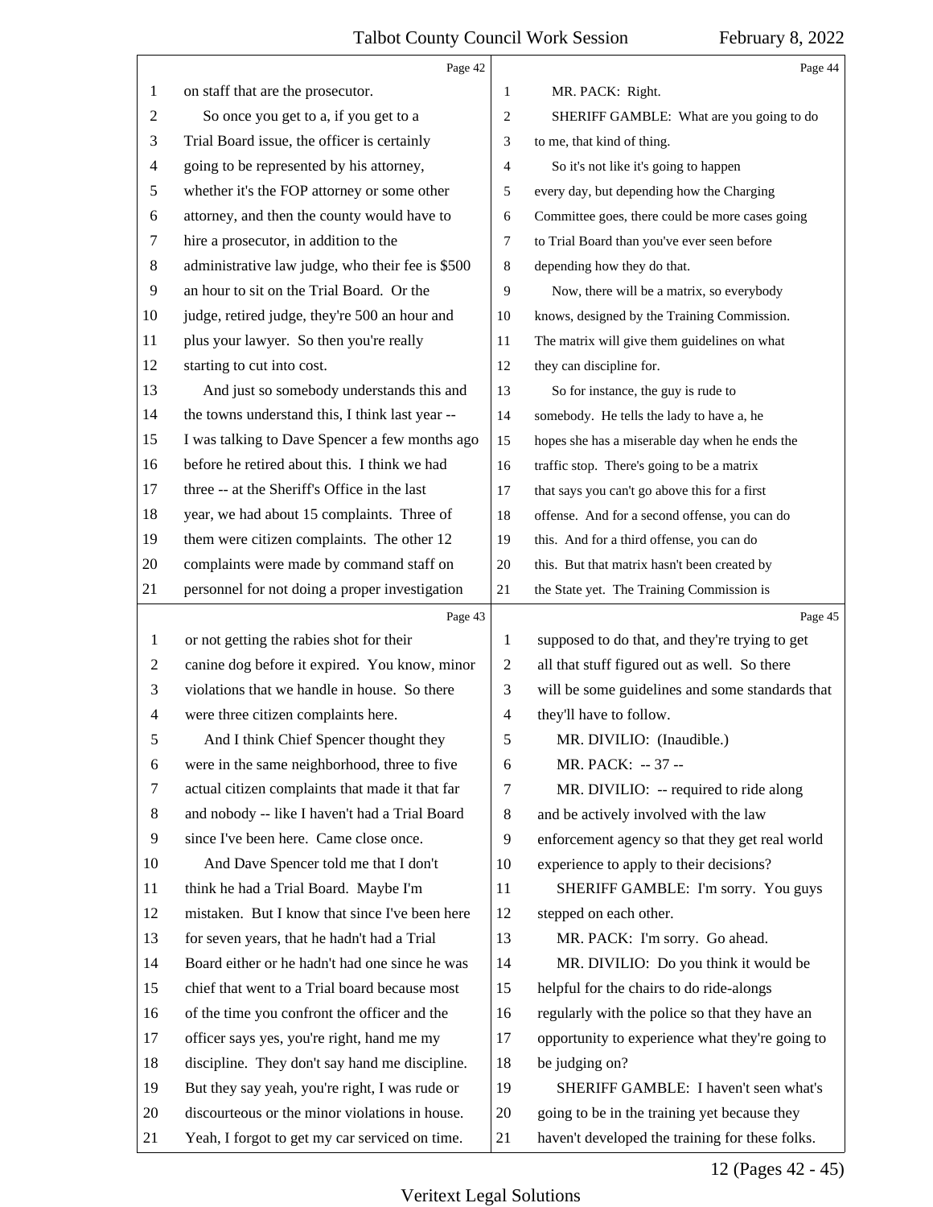on staff that are the prosecutor.

So once you get to a, if you get to a Trial Board issue, the officer is certainly going to be represented by his attorney, whether it's the FOP attorney or some other attorney, and then the county would have to hire a prosecutor, in addition to the administrative law judge, who their fee is $500 an hour to sit on the Trial Board. Or the judge, retired judge, they're 500 an hour and plus your lawyer. So then you're really starting to cut into cost.

And just so somebody understands this and the towns understand this, I think last year -- I was talking to Dave Spencer a few months ago before he retired about this. I think we had three -- at the Sheriff's Office in the last year, we had about 15 complaints. Three of them were citizen complaints. The other 12 complaints were made by command staff on personnel for not doing a proper investigation or not getting the rabies shot for their canine dog before it expired. You know, minor violations that we handle in house. So there were three citizen complaints here.

And I think Chief Spencer thought they were in the same neighborhood, three to five actual citizen complaints that made it that far and nobody -- like I haven't had a Trial Board since I've been here. Came close once.

And Dave Spencer told me that I don't think he had a Trial Board. Maybe I'm mistaken. But I know that since I've been here for seven years, that he hadn't had a Trial Board either or he hadn't had one since he was chief that went to a Trial board because most of the time you confront the officer and the officer says yes, you're right, hand me my discipline. They don't say hand me discipline. But they say yeah, you're right, I was rude or discourteous or the minor violations in house. Yeah, I forgot to get my car serviced on time.

MR. PACK: Right.

SHERIFF GAMBLE: What are you going to do to me, that kind of thing.

So it's not like it's going to happen every day, but depending how the Charging Committee goes, there could be more cases going to Trial Board than you've ever seen before depending how they do that.

Now, there will be a matrix, so everybody knows, designed by the Training Commission. The matrix will give them guidelines on what they can discipline for.

So for instance, the guy is rude to somebody. He tells the lady to have a, he hopes she has a miserable day when he ends the traffic stop. There's going to be a matrix that says you can't go above this for a first offense. And for a second offense, you can do this. And for a third offense, you can do this. But that matrix hasn't been created by the State yet. The Training Commission is supposed to do that, and they're trying to get all that stuff figured out as well. So there will be some guidelines and some standards that they'll have to follow.

MR. DIVILIO: (Inaudible.)

MR. PACK: -- 37 --

MR. DIVILIO: -- required to ride along and be actively involved with the law enforcement agency so that they get real world experience to apply to their decisions?

SHERIFF GAMBLE: I'm sorry. You guys stepped on each other.

MR. PACK: I'm sorry. Go ahead.

MR. DIVILIO: Do you think it would be helpful for the chairs to do ride-alongs regularly with the police so that they have an opportunity to experience what they're going to be judging on?

SHERIFF GAMBLE: I haven't seen what's going to be in the training yet because they haven't developed the training for these folks.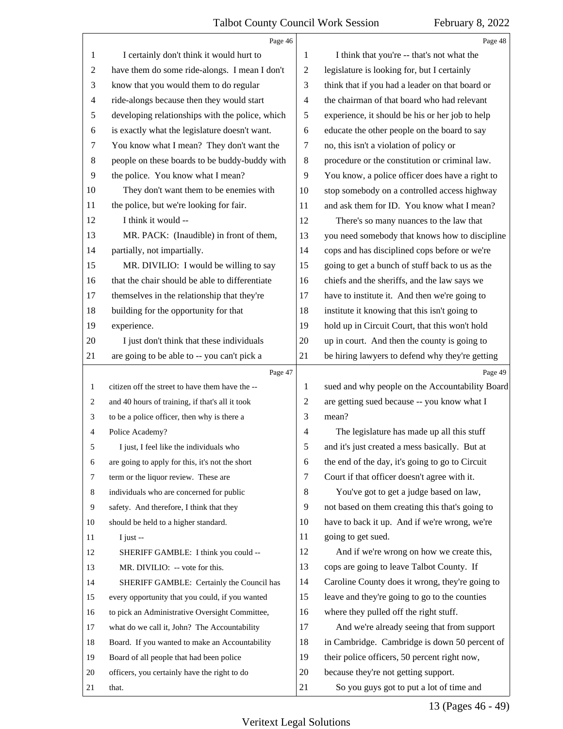Page 46

I certainly don't think it would hurt to have them do some ride-alongs. I mean I don't know that you would them to do regular ride-alongs because then they would start developing relationships with the police, which is exactly what the legislature doesn't want. You know what I mean? They don't want the people on these boards to be buddy-buddy with the police. You know what I mean?

They don't want them to be enemies with the police, but we're looking for fair.

I think it would --

MR. PACK: (Inaudible) in front of them, partially, not impartially.

MR. DIVILIO: I would be willing to say that the chair should be able to differentiate themselves in the relationship that they're building for the opportunity for that experience.

I just don't think that these individuals are going to be able to -- you can't pick a

Page 47

citizen off the street to have them have the -- and 40 hours of training, if that's all it took to be a police officer, then why is there a Police Academy?

I just, I feel like the individuals who are going to apply for this, it's not the short term or the liquor review. These are individuals who are concerned for public safety. And therefore, I think that they should be held to a higher standard.

I just --

SHERIFF GAMBLE: I think you could --

MR. DIVILIO: -- vote for this.

SHERIFF GAMBLE: Certainly the Council has every opportunity that you could, if you wanted to pick an Administrative Oversight Committee, what do we call it, John? The Accountability Board. If you wanted to make an Accountability Board of all people that had been police officers, you certainly have the right to do that.

Page 48

I think that you're -- that's not what the legislature is looking for, but I certainly think that if you had a leader on that board or the chairman of that board who had relevant experience, it should be his or her job to help educate the other people on the board to say no, this isn't a violation of policy or procedure or the constitution or criminal law. You know, a police officer does have a right to stop somebody on a controlled access highway and ask them for ID. You know what I mean?

There's so many nuances to the law that you need somebody that knows how to discipline cops and has disciplined cops before or we're going to get a bunch of stuff back to us as the chiefs and the sheriffs, and the law says we have to institute it. And then we're going to institute it knowing that this isn't going to hold up in Circuit Court, that this won't hold up in court. And then the county is going to be hiring lawyers to defend why they're getting

Page 49

sued and why people on the Accountability Board are getting sued because -- you know what I mean?

The legislature has made up all this stuff and it's just created a mess basically. But at the end of the day, it's going to go to Circuit Court if that officer doesn't agree with it.

You've got to get a judge based on law, not based on them creating this that's going to have to back it up. And if we're wrong, we're going to get sued.

And if we're wrong on how we create this, cops are going to leave Talbot County. If Caroline County does it wrong, they're going to leave and they're going to go to the counties where they pulled off the right stuff.

And we're already seeing that from support in Cambridge. Cambridge is down 50 percent of their police officers, 50 percent right now, because they're not getting support.

So you guys got to put a lot of time and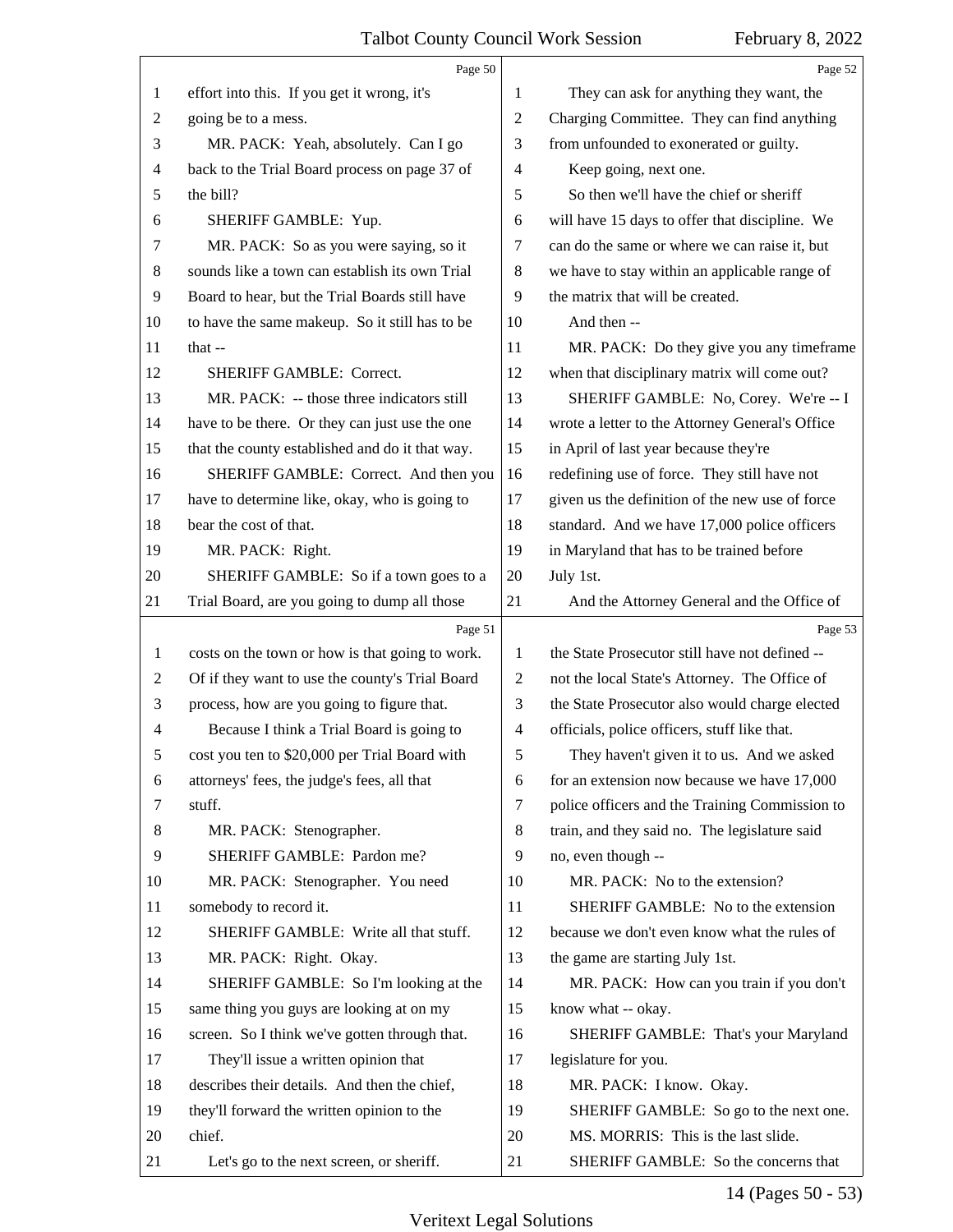Page 50

1 effort into this. If you get it wrong, it's
2 going be to a mess.
3 MR. PACK: Yeah, absolutely. Can I go
4 back to the Trial Board process on page 37 of
5 the bill?
6 SHERIFF GAMBLE: Yup.
7 MR. PACK: So as you were saying, so it
8 sounds like a town can establish its own Trial
9 Board to hear, but the Trial Boards still have
10 to have the same makeup. So it still has to be
11 that --
12 SHERIFF GAMBLE: Correct.
13 MR. PACK: -- those three indicators still
14 have to be there. Or they can just use the one
15 that the county established and do it that way.
16 SHERIFF GAMBLE: Correct. And then you
17 have to determine like, okay, who is going to
18 bear the cost of that.
19 MR. PACK: Right.
20 SHERIFF GAMBLE: So if a town goes to a
21 Trial Board, are you going to dump all those

Page 51

1 costs on the town or how is that going to work.
2 Of if they want to use the county's Trial Board
3 process, how are you going to figure that.
4 Because I think a Trial Board is going to
5 cost you ten to $20,000 per Trial Board with
6 attorneys' fees, the judge's fees, all that
7 stuff.
8 MR. PACK: Stenographer.
9 SHERIFF GAMBLE: Pardon me?
10 MR. PACK: Stenographer. You need
11 somebody to record it.
12 SHERIFF GAMBLE: Write all that stuff.
13 MR. PACK: Right. Okay.
14 SHERIFF GAMBLE: So I'm looking at the
15 same thing you guys are looking at on my
16 screen. So I think we've gotten through that.
17 They'll issue a written opinion that
18 describes their details. And then the chief,
19 they'll forward the written opinion to the
20 chief.
21 Let's go to the next screen, or sheriff.

Page 52

1 They can ask for anything they want, the
2 Charging Committee. They can find anything
3 from unfounded to exonerated or guilty.
4 Keep going, next one.
5 So then we'll have the chief or sheriff
6 will have 15 days to offer that discipline. We
7 can do the same or where we can raise it, but
8 we have to stay within an applicable range of
9 the matrix that will be created.
10 And then --
11 MR. PACK: Do they give you any timeframe
12 when that disciplinary matrix will come out?
13 SHERIFF GAMBLE: No, Corey. We're -- I
14 wrote a letter to the Attorney General's Office
15 in April of last year because they're
16 redefining use of force. They still have not
17 given us the definition of the new use of force
18 standard. And we have 17,000 police officers
19 in Maryland that has to be trained before
20 July 1st.
21 And the Attorney General and the Office of

Page 53

1 the State Prosecutor still have not defined --
2 not the local State's Attorney. The Office of
3 the State Prosecutor also would charge elected
4 officials, police officers, stuff like that.
5 They haven't given it to us. And we asked
6 for an extension now because we have 17,000
7 police officers and the Training Commission to
8 train, and they said no. The legislature said
9 no, even though --
10 MR. PACK: No to the extension?
11 SHERIFF GAMBLE: No to the extension
12 because we don't even know what the rules of
13 the game are starting July 1st.
14 MR. PACK: How can you train if you don't
15 know what -- okay.
16 SHERIFF GAMBLE: That's your Maryland
17 legislature for you.
18 MR. PACK: I know. Okay.
19 SHERIFF GAMBLE: So go to the next one.
20 MS. MORRIS: This is the last slide.
21 SHERIFF GAMBLE: So the concerns that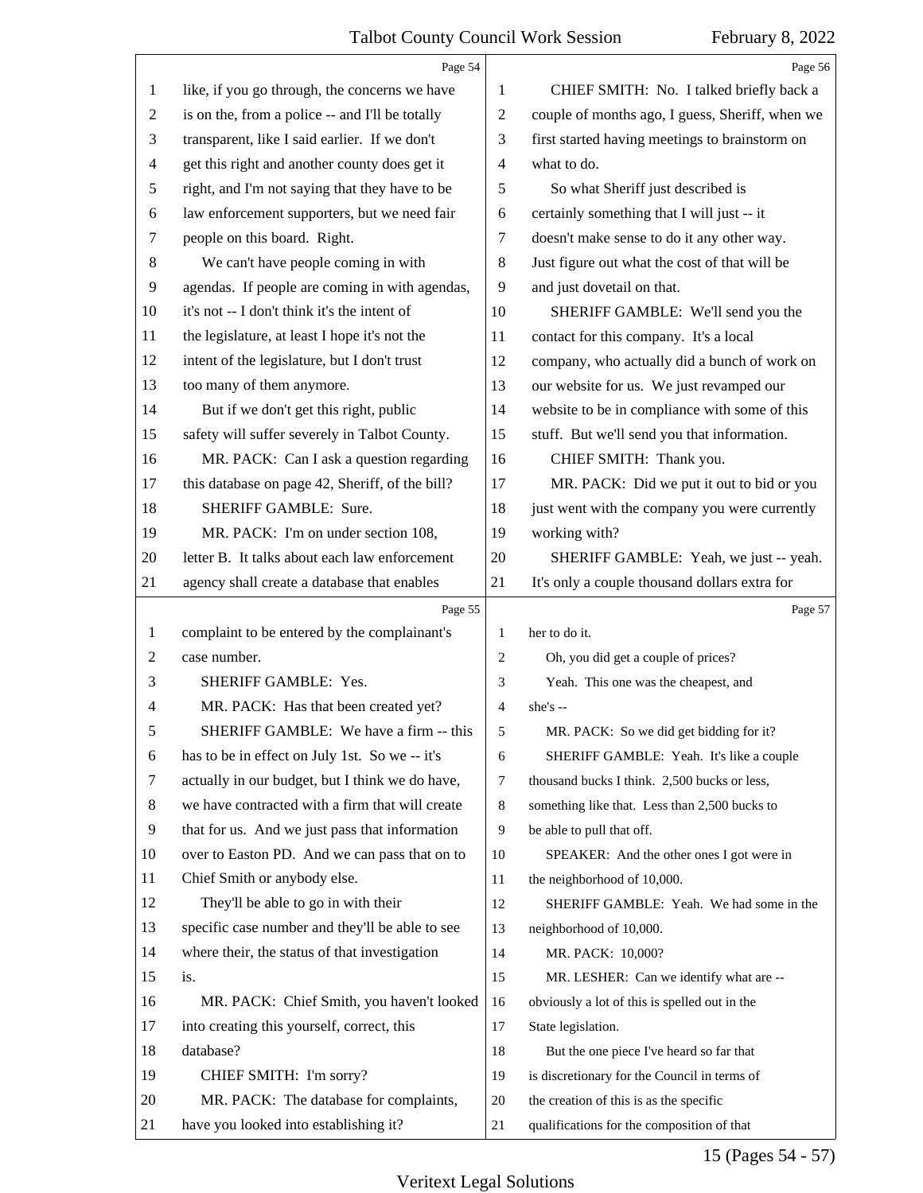Page 54

1 like, if you go through, the concerns we have
2 is on the, from a police -- and I'll be totally
3 transparent, like I said earlier. If we don't
4 get this right and another county does get it
5 right, and I'm not saying that they have to be
6 law enforcement supporters, but we need fair
7 people on this board. Right.
8 We can't have people coming in with
9 agendas. If people are coming in with agendas,
10 it's not -- I don't think it's the intent of
11 the legislature, at least I hope it's not the
12 intent of the legislature, but I don't trust
13 too many of them anymore.
14 But if we don't get this right, public
15 safety will suffer severely in Talbot County.
16 MR. PACK: Can I ask a question regarding
17 this database on page 42, Sheriff, of the bill?
18 SHERIFF GAMBLE: Sure.
19 MR. PACK: I'm on under section 108,
20 letter B. It talks about each law enforcement
21 agency shall create a database that enables

Page 55

1 complaint to be entered by the complainant's
2 case number.
3 SHERIFF GAMBLE: Yes.
4 MR. PACK: Has that been created yet?
5 SHERIFF GAMBLE: We have a firm -- this
6 has to be in effect on July 1st. So we -- it's
7 actually in our budget, but I think we do have,
8 we have contracted with a firm that will create
9 that for us. And we just pass that information
10 over to Easton PD. And we can pass that on to
11 Chief Smith or anybody else.
12 They'll be able to go in with their
13 specific case number and they'll be able to see
14 where their, the status of that investigation
15 is.
16 MR. PACK: Chief Smith, you haven't looked
17 into creating this yourself, correct, this
18 database?
19 CHIEF SMITH: I'm sorry?
20 MR. PACK: The database for complaints,
21 have you looked into establishing it?

Page 56

1 CHIEF SMITH: No. I talked briefly back a
2 couple of months ago, I guess, Sheriff, when we
3 first started having meetings to brainstorm on
4 what to do.
5 So what Sheriff just described is
6 certainly something that I will just -- it
7 doesn't make sense to do it any other way.
8 Just figure out what the cost of that will be
9 and just dovetail on that.
10 SHERIFF GAMBLE: We'll send you the
11 contact for this company. It's a local
12 company, who actually did a bunch of work on
13 our website for us. We just revamped our
14 website to be in compliance with some of this
15 stuff. But we'll send you that information.
16 CHIEF SMITH: Thank you.
17 MR. PACK: Did we put it out to bid or you
18 just went with the company you were currently
19 working with?
20 SHERIFF GAMBLE: Yeah, we just -- yeah.
21 It's only a couple thousand dollars extra for

Page 57

1 her to do it.
2 Oh, you did get a couple of prices?
3 Yeah. This one was the cheapest, and
4 she's --
5 MR. PACK: So we did get bidding for it?
6 SHERIFF GAMBLE: Yeah. It's like a couple
7 thousand bucks I think. 2,500 bucks or less,
8 something like that. Less than 2,500 bucks to
9 be able to pull that off.
10 SPEAKER: And the other ones I got were in
11 the neighborhood of 10,000.
12 SHERIFF GAMBLE: Yeah. We had some in the
13 neighborhood of 10,000.
14 MR. PACK: 10,000?
15 MR. LESHER: Can we identify what are --
16 obviously a lot of this is spelled out in the
17 State legislation.
18 But the one piece I've heard so far that
19 is discretionary for the Council in terms of
20 the creation of this is as the specific
21 qualifications for the composition of that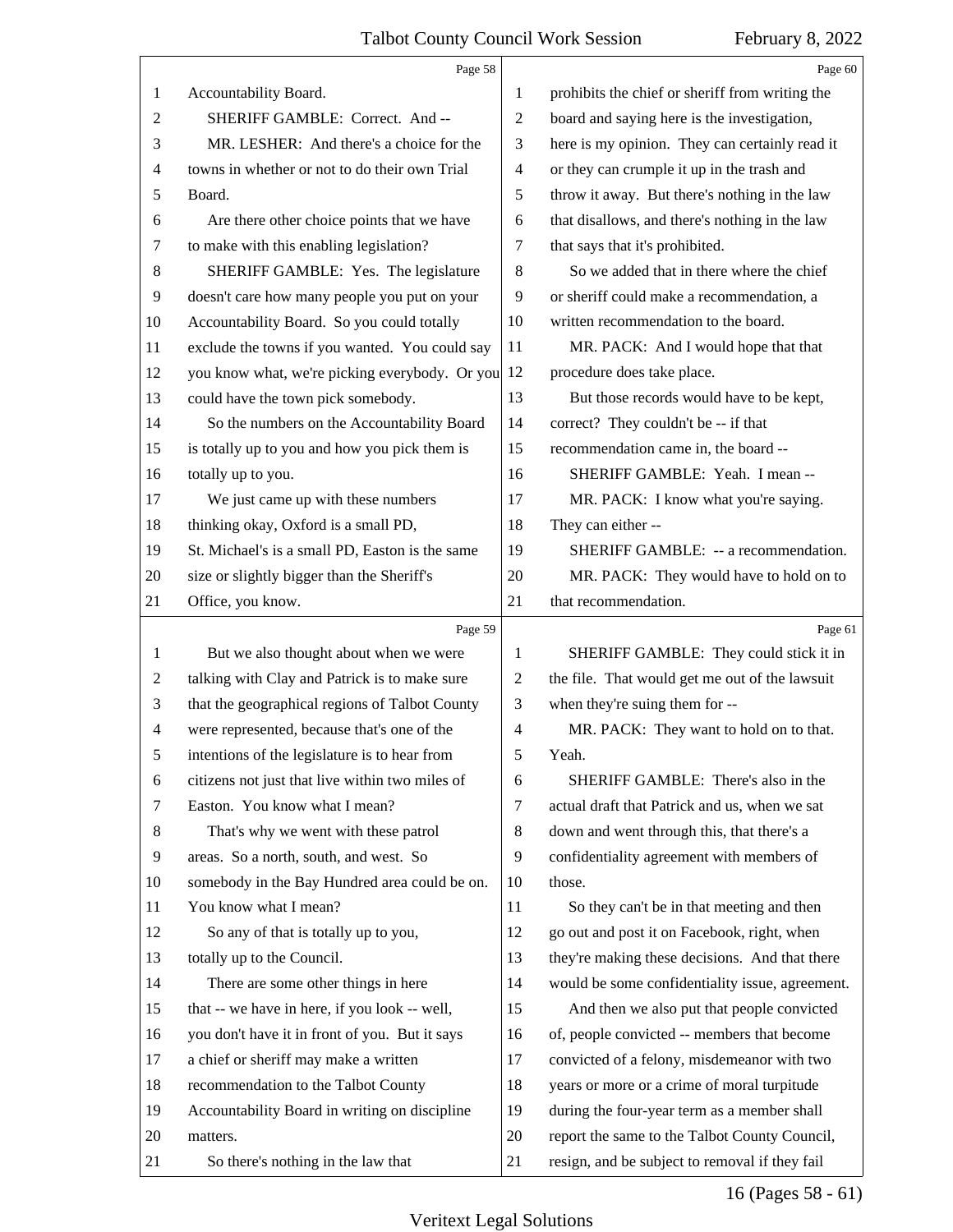Page 58

1 Accountability Board.
2 SHERIFF GAMBLE: Correct. And --
3 MR. LESHER: And there's a choice for the
4 towns in whether or not to do their own Trial
5 Board.
6 Are there other choice points that we have
7 to make with this enabling legislation?
8 SHERIFF GAMBLE: Yes. The legislature
9 doesn't care how many people you put on your
10 Accountability Board. So you could totally
11 exclude the towns if you wanted. You could say
12 you know what, we're picking everybody. Or you
13 could have the town pick somebody.
14 So the numbers on the Accountability Board
15 is totally up to you and how you pick them is
16 totally up to you.
17 We just came up with these numbers
18 thinking okay, Oxford is a small PD,
19 St. Michael's is a small PD, Easton is the same
20 size or slightly bigger than the Sheriff's
21 Office, you know.

Page 59

1 But we also thought about when we were
2 talking with Clay and Patrick is to make sure
3 that the geographical regions of Talbot County
4 were represented, because that's one of the
5 intentions of the legislature is to hear from
6 citizens not just that live within two miles of
7 Easton. You know what I mean?
8 That's why we went with these patrol
9 areas. So a north, south, and west. So
10 somebody in the Bay Hundred area could be on.
11 You know what I mean?
12 So any of that is totally up to you,
13 totally up to the Council.
14 There are some other things in here
15 that -- we have in here, if you look -- well,
16 you don't have it in front of you. But it says
17 a chief or sheriff may make a written
18 recommendation to the Talbot County
19 Accountability Board in writing on discipline
20 matters.
21 So there's nothing in the law that

Page 60

1 prohibits the chief or sheriff from writing the
2 board and saying here is the investigation,
3 here is my opinion. They can certainly read it
4 or they can crumple it up in the trash and
5 throw it away. But there's nothing in the law
6 that disallows, and there's nothing in the law
7 that says that it's prohibited.
8 So we added that in there where the chief
9 or sheriff could make a recommendation, a
10 written recommendation to the board.
11 MR. PACK: And I would hope that that
12 procedure does take place.
13 But those records would have to be kept,
14 correct? They couldn't be -- if that
15 recommendation came in, the board --
16 SHERIFF GAMBLE: Yeah. I mean --
17 MR. PACK: I know what you're saying.
18 They can either --
19 SHERIFF GAMBLE: -- a recommendation.
20 MR. PACK: They would have to hold on to
21 that recommendation.

Page 61

1 SHERIFF GAMBLE: They could stick it in
2 the file. That would get me out of the lawsuit
3 when they're suing them for --
4 MR. PACK: They want to hold on to that.
5 Yeah.
6 SHERIFF GAMBLE: There's also in the
7 actual draft that Patrick and us, when we sat
8 down and went through this, that there's a
9 confidentiality agreement with members of
10 those.
11 So they can't be in that meeting and then
12 go out and post it on Facebook, right, when
13 they're making these decisions. And that there
14 would be some confidentiality issue, agreement.
15 And then we also put that people convicted
16 of, people convicted -- members that become
17 convicted of a felony, misdemeanor with two
18 years or more or a crime of moral turpitude
19 during the four-year term as a member shall
20 report the same to the Talbot County Council,
21 resign, and be subject to removal if they fail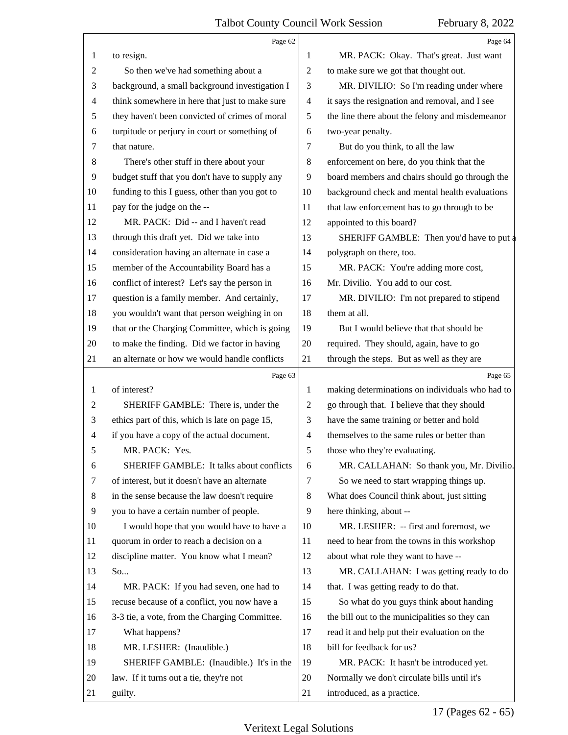to resign.

So then we've had something about a background, a small background investigation I think somewhere in here that just to make sure they haven't been convicted of crimes of moral turpitude or perjury in court or something of that nature.

There's other stuff in there about your budget stuff that you don't have to supply any funding to this I guess, other than you got to pay for the judge on the --

MR. PACK: Did -- and I haven't read through this draft yet. Did we take into consideration having an alternate in case a member of the Accountability Board has a conflict of interest? Let's say the person in question is a family member. And certainly, you wouldn't want that person weighing in on that or the Charging Committee, which is going to make the finding. Did we factor in having an alternate or how we would handle conflicts of interest?

SHERIFF GAMBLE: There is, under the ethics part of this, which is late on page 15, if you have a copy of the actual document.

MR. PACK: Yes.

SHERIFF GAMBLE: It talks about conflicts of interest, but it doesn't have an alternate in the sense because the law doesn't require you to have a certain number of people.

I would hope that you would have to have a quorum in order to reach a decision on a discipline matter. You know what I mean? So...

MR. PACK: If you had seven, one had to recuse because of a conflict, you now have a 3-3 tie, a vote, from the Charging Committee.

What happens?

MR. LESHER: (Inaudible.)

SHERIFF GAMBLE: (Inaudible.) It's in the law. If it turns out a tie, they're not guilty.

MR. PACK: Okay. That's great. Just want to make sure we got that thought out.

MR. DIVILIO: So I'm reading under where it says the resignation and removal, and I see the line there about the felony and misdemeanor two-year penalty.

But do you think, to all the law enforcement on here, do you think that the board members and chairs should go through the background check and mental health evaluations that law enforcement has to go through to be appointed to this board?

SHERIFF GAMBLE: Then you'd have to put a polygraph on there, too.

MR. PACK: You're adding more cost, Mr. Divilio. You add to our cost.

MR. DIVILIO: I'm not prepared to stipend them at all.

But I would believe that that should be required. They should, again, have to go through the steps. But as well as they are making determinations on individuals who had to go through that. I believe that they should have the same training or better and hold themselves to the same rules or better than those who they're evaluating.

MR. CALLAHAN: So thank you, Mr. Divilio.

So we need to start wrapping things up. What does Council think about, just sitting here thinking, about --

MR. LESHER: -- first and foremost, we need to hear from the towns in this workshop about what role they want to have --

MR. CALLAHAN: I was getting ready to do that. I was getting ready to do that.

So what do you guys think about handing the bill out to the municipalities so they can read it and help put their evaluation on the bill for feedback for us?

MR. PACK: It hasn't be introduced yet. Normally we don't circulate bills until it's introduced, as a practice.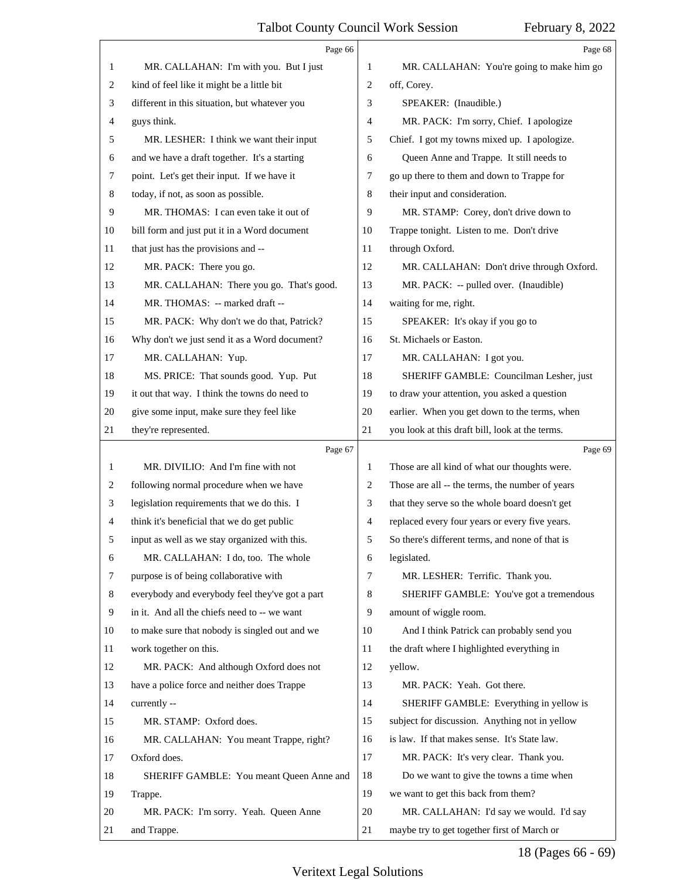Page 66

MR. CALLAHAN: I'm with you. But I just kind of feel like it might be a little bit different in this situation, but whatever you guys think.

MR. LESHER: I think we want their input and we have a draft together. It's a starting point. Let's get their input. If we have it today, if not, as soon as possible.

MR. THOMAS: I can even take it out of bill form and just put it in a Word document that just has the provisions and --

MR. PACK: There you go.

MR. CALLAHAN: There you go. That's good.

MR. THOMAS: -- marked draft --

MR. PACK: Why don't we do that, Patrick? Why don't we just send it as a Word document?

MR. CALLAHAN: Yup.

MS. PRICE: That sounds good. Yup. Put it out that way. I think the towns do need to give some input, make sure they feel like they're represented.

Page 67

MR. DIVILIO: And I'm fine with not following normal procedure when we have legislation requirements that we do this. I think it's beneficial that we do get public input as well as we stay organized with this.

MR. CALLAHAN: I do, too. The whole purpose is of being collaborative with everybody and everybody feel they've got a part in it. And all the chiefs need to -- we want to make sure that nobody is singled out and we work together on this.

MR. PACK: And although Oxford does not have a police force and neither does Trappe currently --

MR. STAMP: Oxford does.

MR. CALLAHAN: You meant Trappe, right? Oxford does.

SHERIFF GAMBLE: You meant Queen Anne and Trappe.

MR. PACK: I'm sorry. Yeah. Queen Anne and Trappe.

Page 68

MR. CALLAHAN: You're going to make him go off, Corey.

SPEAKER: (Inaudible.)

MR. PACK: I'm sorry, Chief. I apologize Chief. I got my towns mixed up. I apologize.

Queen Anne and Trappe. It still needs to go up there to them and down to Trappe for their input and consideration.

MR. STAMP: Corey, don't drive down to Trappe tonight. Listen to me. Don't drive through Oxford.

MR. CALLAHAN: Don't drive through Oxford.

MR. PACK: -- pulled over. (Inaudible) waiting for me, right.

SPEAKER: It's okay if you go to St. Michaels or Easton.

MR. CALLAHAN: I got you.

SHERIFF GAMBLE: Councilman Lesher, just to draw your attention, you asked a question earlier. When you get down to the terms, when you look at this draft bill, look at the terms.

Page 69

Those are all kind of what our thoughts were. Those are all -- the terms, the number of years that they serve so the whole board doesn't get replaced every four years or every five years. So there's different terms, and none of that is legislated.

MR. LESHER: Terrific. Thank you.

SHERIFF GAMBLE: You've got a tremendous amount of wiggle room.

And I think Patrick can probably send you the draft where I highlighted everything in yellow.

MR. PACK: Yeah. Got there.

SHERIFF GAMBLE: Everything in yellow is subject for discussion. Anything not in yellow is law. If that makes sense. It's State law.

MR. PACK: It's very clear. Thank you.

Do we want to give the towns a time when we want to get this back from them?

MR. CALLAHAN: I'd say we would. I'd say maybe try to get together first of March or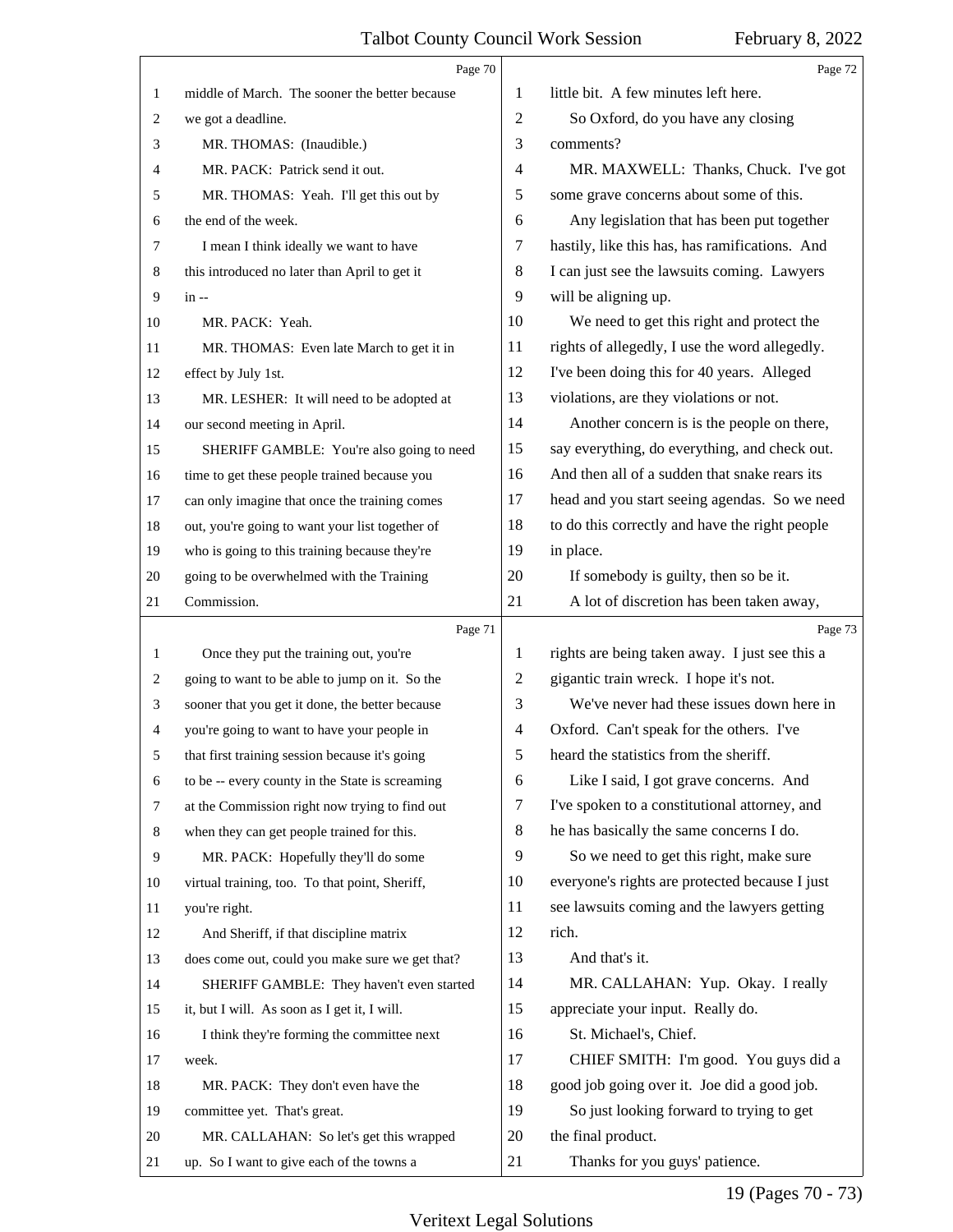Page 70

middle of March. The sooner the better because we got a deadline.

MR. THOMAS: (Inaudible.)

MR. PACK: Patrick send it out.

MR. THOMAS: Yeah. I'll get this out by the end of the week.

I mean I think ideally we want to have this introduced no later than April to get it in --

MR. PACK: Yeah.

MR. THOMAS: Even late March to get it in effect by July 1st.

MR. LESHER: It will need to be adopted at our second meeting in April.

SHERIFF GAMBLE: You're also going to need time to get these people trained because you can only imagine that once the training comes out, you're going to want your list together of who is going to this training because they're going to be overwhelmed with the Training Commission.

Page 71

Once they put the training out, you're going to want to be able to jump on it. So the sooner that you get it done, the better because you're going to want to have your people in that first training session because it's going to be -- every county in the State is screaming at the Commission right now trying to find out when they can get people trained for this.

MR. PACK: Hopefully they'll do some virtual training, too. To that point, Sheriff, you're right.

And Sheriff, if that discipline matrix does come out, could you make sure we get that?

SHERIFF GAMBLE: They haven't even started it, but I will. As soon as I get it, I will.

I think they're forming the committee next week.

MR. PACK: They don't even have the committee yet. That's great.

MR. CALLAHAN: So let's get this wrapped up. So I want to give each of the towns a

Page 72

little bit. A few minutes left here.

So Oxford, do you have any closing comments?

MR. MAXWELL: Thanks, Chuck. I've got some grave concerns about some of this.

Any legislation that has been put together hastily, like this has, has ramifications. And I can just see the lawsuits coming. Lawyers will be aligning up.

We need to get this right and protect the rights of allegedly, I use the word allegedly. I've been doing this for 40 years. Alleged violations, are they violations or not.

Another concern is is the people on there, say everything, do everything, and check out. And then all of a sudden that snake rears its head and you start seeing agendas. So we need to do this correctly and have the right people in place.

If somebody is guilty, then so be it.

A lot of discretion has been taken away,

Page 73

rights are being taken away. I just see this a gigantic train wreck. I hope it's not.

We've never had these issues down here in Oxford. Can't speak for the others. I've heard the statistics from the sheriff.

Like I said, I got grave concerns. And I've spoken to a constitutional attorney, and he has basically the same concerns I do.

So we need to get this right, make sure everyone's rights are protected because I just see lawsuits coming and the lawyers getting rich.

And that's it.

MR. CALLAHAN: Yup. Okay. I really appreciate your input. Really do.

St. Michael's, Chief.

CHIEF SMITH: I'm good. You guys did a good job going over it. Joe did a good job.

So just looking forward to trying to get the final product.

Thanks for you guys' patience.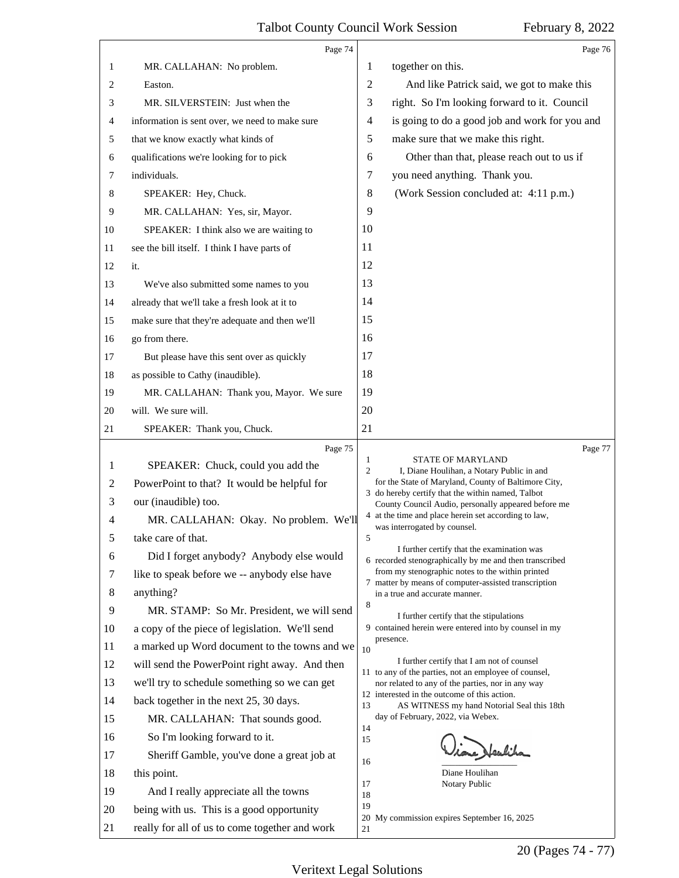Page 74

1 MR. CALLAHAN: No problem.
2 Easton.
3 MR. SILVERSTEIN: Just when the
4 information is sent over, we need to make sure
5 that we know exactly what kinds of
6 qualifications we're looking for to pick
7 individuals.
8 SPEAKER: Hey, Chuck.
9 MR. CALLAHAN: Yes, sir, Mayor.
10 SPEAKER: I think also we are waiting to
11 see the bill itself. I think I have parts of
12 it.
13 We've also submitted some names to you
14 already that we'll take a fresh look at it to
15 make sure that they're adequate and then we'll
16 go from there.
17 But please have this sent over as quickly
18 as possible to Cathy (inaudible).
19 MR. CALLAHAN: Thank you, Mayor. We sure
20 will. We sure will.
21 SPEAKER: Thank you, Chuck.

Page 75

1 SPEAKER: Chuck, could you add the
2 PowerPoint to that? It would be helpful for
3 our (inaudible) too.
4 MR. CALLAHAN: Okay. No problem. We'll
5 take care of that.
6 Did I forget anybody? Anybody else would
7 like to speak before we -- anybody else have
8 anything?
9 MR. STAMP: So Mr. President, we will send
10 a copy of the piece of legislation. We'll send
11 a marked up Word document to the towns and we
12 will send the PowerPoint right away. And then
13 we'll try to schedule something so we can get
14 back together in the next 25, 30 days.
15 MR. CALLAHAN: That sounds good.
16 So I'm looking forward to it.
17 Sheriff Gamble, you've done a great job at
18 this point.
19 And I really appreciate all the towns
20 being with us. This is a good opportunity
21 really for all of us to come together and work

Page 76

1 together on this.
2 And like Patrick said, we got to make this
3 right. So I'm looking forward to it. Council
4 is going to do a good job and work for you and
5 make sure that we make this right.
6 Other than that, please reach out to us if
7 you need anything. Thank you.
8 (Work Session concluded at: 4:11 p.m.)
9
10
11
12
13
14
15
16
17
18
19
20
21

Page 77

1 STATE OF MARYLAND
2 I, Diane Houlihan, a Notary Public in and
for the State of Maryland, County of Baltimore City,
3 do hereby certify that the within named, Talbot
County Council Audio, personally appeared before me
4 at the time and place herein set according to law,
was interrogated by counsel.
5
I further certify that the examination was
6 recorded stenographically by me and then transcribed
from my stenographic notes to the within printed
7 matter by means of computer-assisted transcription
in a true and accurate manner.
8
I further certify that the stipulations
9 contained herein were entered into by counsel in my
presence.
10
I further certify that I am not of counsel
11 to any of the parties, not an employee of counsel,
nor related to any of the parties, nor in any way
12 interested in the outcome of this action.
13 AS WITNESS my hand Notorial Seal this 18th
day of February, 2022, via Webex.
14
15
16 _________________
Diane Houlihan
17 Notary Public
18
19
20 My commission expires September 16, 2025
21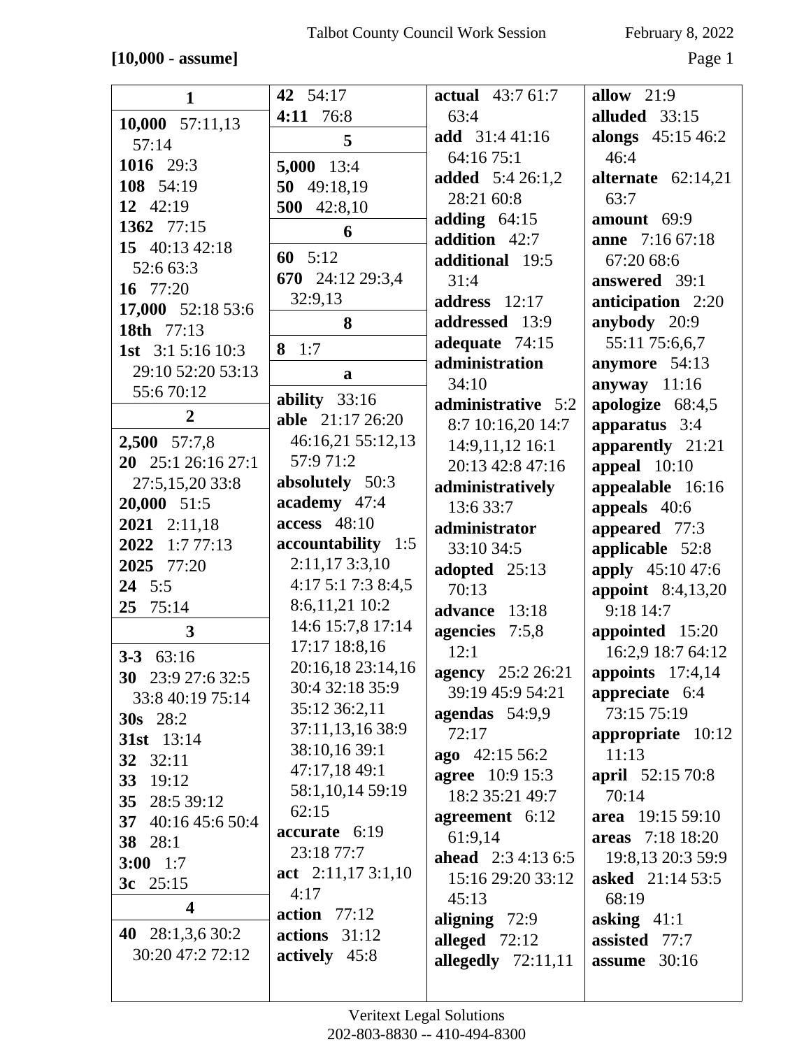**[10,000 - assume]**

**1**

**10,000** 57:11,13 57:14
**1016** 29:3
**108** 54:19
**12** 42:19
**1362** 77:15
**15** 40:13 42:18 52:6 63:3
**16** 77:20
**17,000** 52:18 53:6
**18th** 77:13
**1st** 3:1 5:16 10:3 29:10 52:20 53:13 55:6 70:12

**2**

**2,500** 57:7,8
**20** 25:1 26:16 27:1 27:5,15,20 33:8
**20,000** 51:5
**2021** 2:11,18
**2022** 1:7 77:13
**2025** 77:20
**24** 5:5
**25** 75:14

**3**

**3-3** 63:16
**30** 23:9 27:6 32:5 33:8 40:19 75:14
**30s** 28:2
**31st** 13:14
**32** 32:11
**33** 19:12
**35** 28:5 39:12
**37** 40:16 45:6 50:4
**38** 28:1
**3:00** 1:7
**3c** 25:15

**4**

**40** 28:1,3,6 30:2 30:20 47:2 72:12
**42** 54:17
**4:11** 76:8

**5**

**5,000** 13:4
**50** 49:18,19
**500** 42:8,10

**6**

**60** 5:12
**670** 24:12 29:3,4 32:9,13

**8**

**8** 1:7

**a**

**ability** 33:16
**able** 21:17 26:20 46:16,21 55:12,13 57:9 71:2
**absolutely** 50:3
**academy** 47:4
**access** 48:10
**accountability** 1:5 2:11,17 3:3,10 4:17 5:1 7:3 8:4,5 8:6,11,21 10:2 14:6 15:7,8 17:14 17:17 18:8,16 20:16,18 23:14,16 30:4 32:18 35:9 35:12 36:2,11 37:11,13,16 38:9 38:10,16 39:1 47:17,18 49:1 58:1,10,14 59:19 62:15
**accurate** 6:19 23:18 77:7
**act** 2:11,17 3:1,10 4:17
**action** 77:12
**actions** 31:12
**actively** 45:8
**actual** 43:7 61:7 63:4
**add** 31:4 41:16 64:16 75:1
**added** 5:4 26:1,2 28:21 60:8
**adding** 64:15
**addition** 42:7
**additional** 19:5 31:4
**address** 12:17
**addressed** 13:9
**adequate** 74:15
**administration** 34:10
**administrative** 5:2 8:7 10:16,20 14:7 14:9,11,12 16:1 20:13 42:8 47:16
**administratively** 13:6 33:7
**administrator** 33:10 34:5
**adopted** 25:13 70:13
**advance** 13:18
**agencies** 7:5,8 12:1
**agency** 25:2 26:21 39:19 45:9 54:21
**agendas** 54:9,9 72:17
**ago** 42:15 56:2
**agree** 10:9 15:3 18:2 35:21 49:7
**agreement** 6:12 61:9,14
**ahead** 2:3 4:13 6:5 15:16 29:20 33:12 45:13
**aligning** 72:9
**alleged** 72:12
**allegedly** 72:11,11
**allow** 21:9
**alluded** 33:15
**alongs** 45:15 46:2 46:4
**alternate** 62:14,21 63:7
**amount** 69:9
**anne** 7:16 67:18 67:20 68:6
**answered** 39:1
**anticipation** 2:20
**anybody** 20:9 55:11 75:6,6,7
**anymore** 54:13
**anyway** 11:16
**apologize** 68:4,5
**apparatus** 3:4
**apparently** 21:21
**appeal** 10:10
**appealable** 16:16
**appeals** 40:6
**appeared** 77:3
**applicable** 52:8
**apply** 45:10 47:6
**appoint** 8:4,13,20 9:18 14:7
**appointed** 15:20 16:2,9 18:7 64:12
**appoints** 17:4,14
**appreciate** 6:4 73:15 75:19
**appropriate** 10:12 11:13
**april** 52:15 70:8 70:14
**area** 19:15 59:10
**areas** 7:18 18:20 19:8,13 20:3 59:9
**asked** 21:14 53:5 68:19
**asking** 41:1
**assisted** 77:7
**assume** 30:16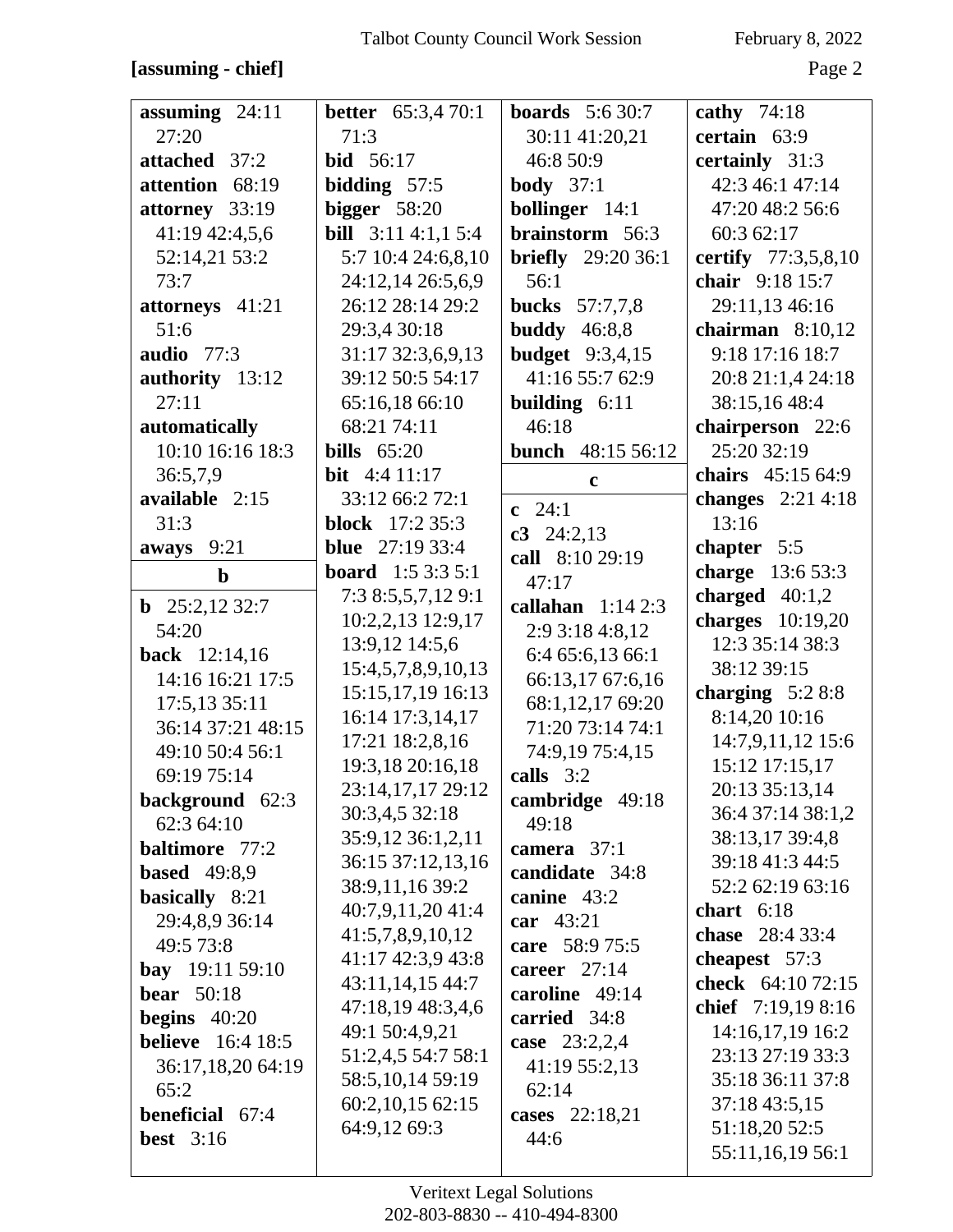**[assuming - chief]**

**assuming** 24:11 27:20
**attached** 37:2
**attention** 68:19
**attorney** 33:19 41:19 42:4,5,6 52:14,21 53:2 73:7
**attorneys** 41:21 51:6
**audio** 77:3
**authority** 13:12 27:11
**automatically** 10:10 16:16 18:3 36:5,7,9
**available** 2:15 31:3
**aways** 9:21

**b**

**b** 25:2,12 32:7 54:20
**back** 12:14,16 14:16 16:21 17:5 17:5,13 35:11 36:14 37:21 48:15 49:10 50:4 56:1 69:19 75:14
**background** 62:3 62:3 64:10
**baltimore** 77:2
**based** 49:8,9
**basically** 8:21 29:4,8,9 36:14 49:5 73:8
**bay** 19:11 59:10
**bear** 50:18
**begins** 40:20
**believe** 16:4 18:5 36:17,18,20 64:19 65:2
**beneficial** 67:4
**best** 3:16
**better** 65:3,4 70:1 71:3
**bid** 56:17
**bidding** 57:5
**bigger** 58:20
**bill** 3:11 4:1,1 5:4 5:7 10:4 24:6,8,10 24:12,14 26:5,6,9 26:12 28:14 29:2 29:3,4 30:18 31:17 32:3,6,9,13 39:12 50:5 54:17 65:16,18 66:10 68:21 74:11
**bills** 65:20
**bit** 4:4 11:17 33:12 66:2 72:1
**block** 17:2 35:3
**blue** 27:19 33:4
**board** 1:5 3:3 5:1 7:3 8:5,5,7,12 9:1 10:2,2,13 12:9,17 13:9,12 14:5,6 15:4,5,7,8,9,10,13 15:15,17,19 16:13 16:14 17:3,14,17 17:21 18:2,8,16 19:3,18 20:16,18 23:14,17,17 29:12 30:3,4,5 32:18 35:9,12 36:1,2,11 36:15 37:12,13,16 38:9,11,16 39:2 40:7,9,11,20 41:4 41:5,7,8,9,10,12 41:17 42:3,9 43:8 43:11,14,15 44:7 47:18,19 48:3,4,6 49:1 50:4,9,21 51:2,4,5 54:7 58:1 58:5,10,14 59:19 60:2,10,15 62:15 64:9,12 69:3
**boards** 5:6 30:7 30:11 41:20,21 46:8 50:9
**body** 37:1
**bollinger** 14:1
**brainstorm** 56:3
**briefly** 29:20 36:1 56:1
**bucks** 57:7,7,8
**buddy** 46:8,8
**budget** 9:3,4,15 41:16 55:7 62:9
**building** 6:11 46:18
**bunch** 48:15 56:12

**c**

**c** 24:1
**c3** 24:2,13
**call** 8:10 29:19 47:17
**callahan** 1:14 2:3 2:9 3:18 4:8,12 6:4 65:6,13 66:1 66:13,17 67:6,16 68:1,12,17 69:20 71:20 73:14 74:1 74:9,19 75:4,15
**calls** 3:2
**cambridge** 49:18 49:18
**camera** 37:1
**candidate** 34:8
**canine** 43:2
**car** 43:21
**care** 58:9 75:5
**career** 27:14
**caroline** 49:14
**carried** 34:8
**case** 23:2,2,4 41:19 55:2,13 62:14
**cases** 22:18,21 44:6
**cathy** 74:18
**certain** 63:9
**certainly** 31:3 42:3 46:1 47:14 47:20 48:2 56:6 60:3 62:17
**certify** 77:3,5,8,10
**chair** 9:18 15:7 29:11,13 46:16
**chairman** 8:10,12 9:18 17:16 18:7 20:8 21:1,4 24:18 38:15,16 48:4
**chairperson** 22:6 25:20 32:19
**chairs** 45:15 64:9
**changes** 2:21 4:18 13:16
**chapter** 5:5
**charge** 13:6 53:3
**charged** 40:1,2
**charges** 10:19,20 12:3 35:14 38:3 38:12 39:15
**charging** 5:2 8:8 8:14,20 10:16 14:7,9,11,12 15:6 15:12 17:15,17 20:13 35:13,14 36:4 37:14 38:1,2 38:13,17 39:4,8 39:18 41:3 44:5 52:2 62:19 63:16
**chart** 6:18
**chase** 28:4 33:4
**cheapest** 57:3
**check** 64:10 72:15
**chief** 7:19,19 8:16 14:16,17,19 16:2 23:13 27:19 33:3 35:18 36:11 37:8 37:18 43:5,15 51:18,20 52:5 55:11,16,19 56:1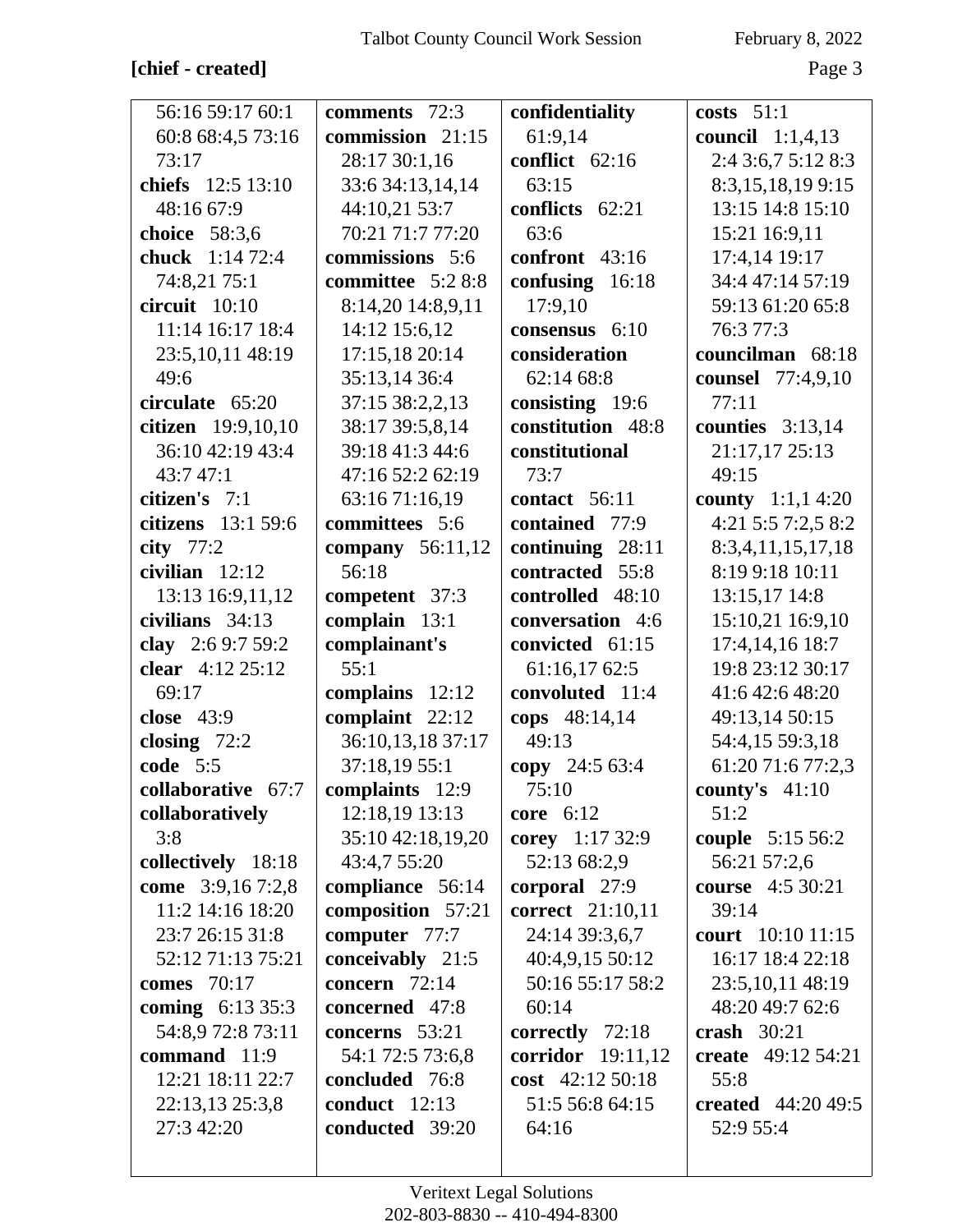**[chief - created]**

56:16 59:17 60:1 60:8 68:4,5 73:16 73:17
**chiefs** 12:5 13:10 48:16 67:9
**choice** 58:3,6
**chuck** 1:14 72:4 74:8,21 75:1
**circuit** 10:10 11:14 16:17 18:4 23:5,10,11 48:19 49:6
**circulate** 65:20
**citizen** 19:9,10,10 36:10 42:19 43:4 43:7 47:1
**citizen's** 7:1
**citizens** 13:1 59:6
**city** 77:2
**civilian** 12:12 13:13 16:9,11,12
**civilians** 34:13
**clay** 2:6 9:7 59:2
**clear** 4:12 25:12 69:17
**close** 43:9
**closing** 72:2
**code** 5:5
**collaborative** 67:7
**collaboratively** 3:8
**collectively** 18:18
**come** 3:9,16 7:2,8 11:2 14:16 18:20 23:7 26:15 31:8 52:12 71:13 75:21
**comes** 70:17
**coming** 6:13 35:3 54:8,9 72:8 73:11
**command** 11:9 12:21 18:11 22:7 22:13,13 25:3,8 27:3 42:20
**comments** 72:3
**commission** 21:15 28:17 30:1,16 33:6 34:13,14,14 44:10,21 53:7 70:21 71:7 77:20
**commissions** 5:6
**committee** 5:2 8:8 8:14,20 14:8,9,11 14:12 15:6,12 17:15,18 20:14 35:13,14 36:4 37:15 38:2,2,13 38:17 39:5,8,14 39:18 41:3 44:6 47:16 52:2 62:19 63:16 71:16,19
**committees** 5:6
**company** 56:11,12 56:18
**competent** 37:3
**complain** 13:1
**complainant's** 55:1
**complains** 12:12
**complaint** 22:12 36:10,13,18 37:17 37:18,19 55:1
**complaints** 12:9 12:18,19 13:13 35:10 42:18,19,20 43:4,7 55:20
**compliance** 56:14
**composition** 57:21
**computer** 77:7
**conceivably** 21:5
**concern** 72:14
**concerned** 47:8
**concerns** 53:21 54:1 72:5 73:6,8
**concluded** 76:8
**conduct** 12:13
**conducted** 39:20
**confidentiality** 61:9,14
**conflict** 62:16 63:15
**conflicts** 62:21 63:6
**confront** 43:16
**confusing** 16:18 17:9,10
**consensus** 6:10
**consideration** 62:14 68:8
**consisting** 19:6
**constitution** 48:8
**constitutional** 73:7
**contact** 56:11
**contained** 77:9
**continuing** 28:11
**contracted** 55:8
**controlled** 48:10
**conversation** 4:6
**convicted** 61:15 61:16,17 62:5
**convoluted** 11:4
**cops** 48:14,14 49:13
**copy** 24:5 63:4 75:10
**core** 6:12
**corey** 1:17 32:9 52:13 68:2,9
**corporal** 27:9
**correct** 21:10,11 24:14 39:3,6,7 40:4,9,15 50:12 50:16 55:17 58:2 60:14
**correctly** 72:18
**corridor** 19:11,12
**cost** 42:12 50:18 51:5 56:8 64:15 64:16
**costs** 51:1
**council** 1:1,4,13 2:4 3:6,7 5:12 8:3 8:3,15,18,19 9:15 13:15 14:8 15:10 15:21 16:9,11 17:4,14 19:17 34:4 47:14 57:19 59:13 61:20 65:8 76:3 77:3
**councilman** 68:18
**counsel** 77:4,9,10 77:11
**counties** 3:13,14 21:17,17 25:13 49:15
**county** 1:1,1 4:20 4:21 5:5 7:2,5 8:2 8:3,4,11,15,17,18 8:19 9:18 10:11 13:15,17 14:8 15:10,21 16:9,10 17:4,14,16 18:7 19:8 23:12 30:17 41:6 42:6 48:20 49:13,14 50:15 54:4,15 59:3,18 61:20 71:6 77:2,3
**county's** 41:10 51:2
**couple** 5:15 56:2 56:21 57:2,6
**course** 4:5 30:21 39:14
**court** 10:10 11:15 16:17 18:4 22:18 23:5,10,11 48:19 48:20 49:7 62:6
**crash** 30:21
**create** 49:12 54:21 55:8
**created** 44:20 49:5 52:9 55:4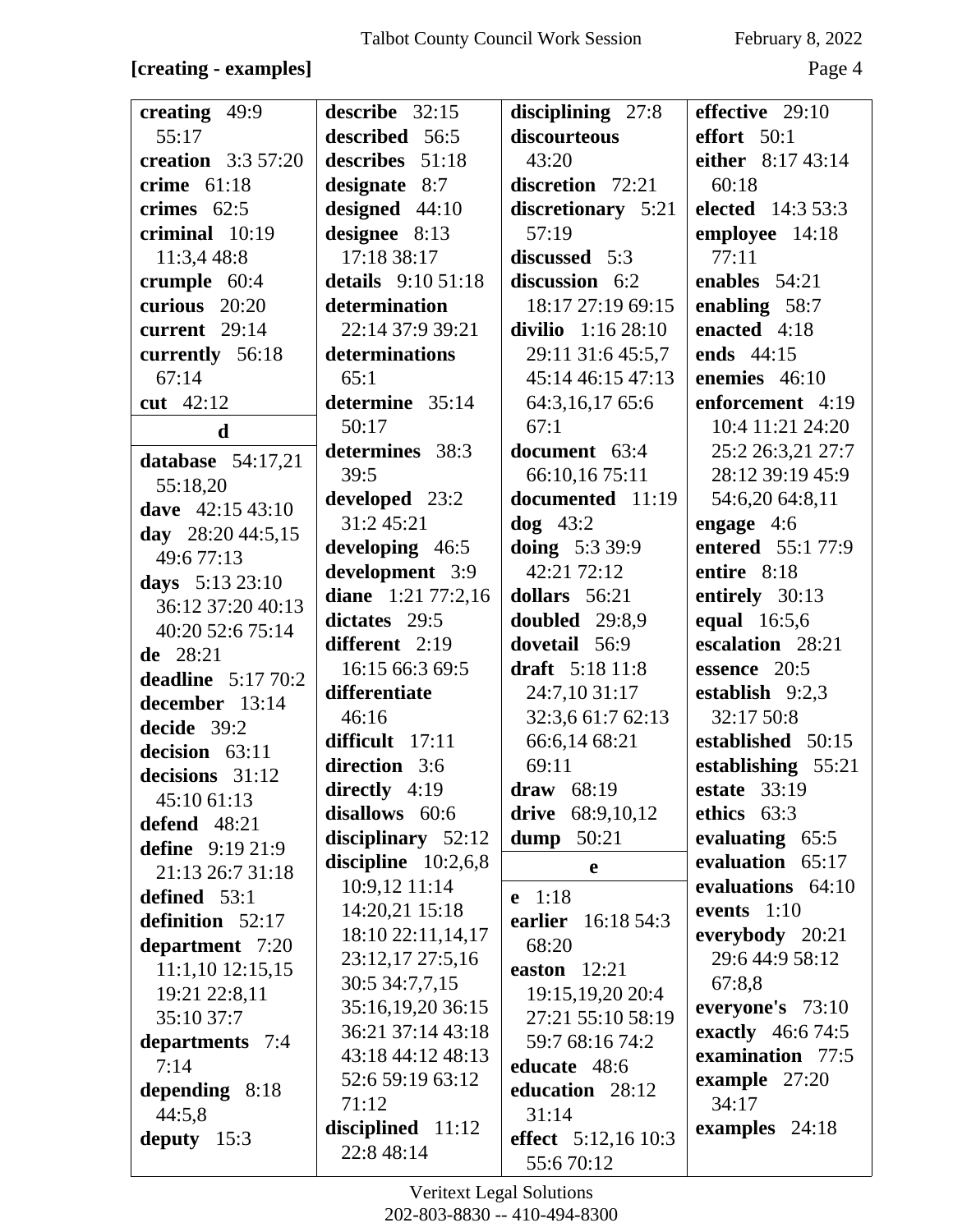**[creating - examples]**

**creating** 49:9 55:17
**creation** 3:3 57:20
**crime** 61:18
**crimes** 62:5
**criminal** 10:19 11:3,4 48:8
**crumple** 60:4
**curious** 20:20
**current** 29:14
**currently** 56:18 67:14
**cut** 42:12

**d**

**database** 54:17,21 55:18,20
**dave** 42:15 43:10
**day** 28:20 44:5,15 49:6 77:13
**days** 5:13 23:10 36:12 37:20 40:13 40:20 52:6 75:14
**de** 28:21
**deadline** 5:17 70:2
**december** 13:14
**decide** 39:2
**decision** 63:11
**decisions** 31:12 45:10 61:13
**defend** 48:21
**define** 9:19 21:9 21:13 26:7 31:18
**defined** 53:1
**definition** 52:17
**department** 7:20 11:1,10 12:15,15 19:21 22:8,11 35:10 37:7
**departments** 7:4 7:14
**depending** 8:18 44:5,8
**deputy** 15:3
**describe** 32:15
**described** 56:5
**describes** 51:18
**designate** 8:7
**designed** 44:10
**designee** 8:13 17:18 38:17
**details** 9:10 51:18
**determination** 22:14 37:9 39:21
**determinations** 65:1
**determine** 35:14 50:17
**determines** 38:3 39:5
**developed** 23:2 31:2 45:21
**developing** 46:5
**development** 3:9
**diane** 1:21 77:2,16
**dictates** 29:5
**different** 2:19 16:15 66:3 69:5
**differentiate** 46:16
**difficult** 17:11
**direction** 3:6
**directly** 4:19
**disallows** 60:6
**disciplinary** 52:12
**discipline** 10:2,6,8 10:9,12 11:14 14:20,21 15:18 18:10 22:11,14,17 23:12,17 27:5,16 30:5 34:7,7,15 35:16,19,20 36:15 36:21 37:14 43:18 43:18 44:12 48:13 52:6 59:19 63:12 71:12
**disciplined** 11:12 22:8 48:14
**disciplining** 27:8
**discourteous** 43:20
**discretion** 72:21
**discretionary** 5:21 57:19
**discussed** 5:3
**discussion** 6:2 18:17 27:19 69:15
**divilio** 1:16 28:10 29:11 31:6 45:5,7 45:14 46:15 47:13 64:3,16,17 65:6 67:1
**document** 63:4 66:10,16 75:11
**documented** 11:19
**dog** 43:2
**doing** 5:3 39:9 42:21 72:12
**dollars** 56:21
**doubled** 29:8,9
**dovetail** 56:9
**draft** 5:18 11:8 24:7,10 31:17 32:3,6 61:7 62:13 66:6,14 68:21 69:11
**draw** 68:19
**drive** 68:9,10,12
**dump** 50:21

**e**

**e** 1:18
**earlier** 16:18 54:3 68:20
**easton** 12:21 19:15,19,20 20:4 27:21 55:10 58:19 59:7 68:16 74:2
**educate** 48:6
**education** 28:12 31:14
**effect** 5:12,16 10:3 55:6 70:12
**effective** 29:10
**effort** 50:1
**either** 8:17 43:14 60:18
**elected** 14:3 53:3
**employee** 14:18 77:11
**enables** 54:21
**enabling** 58:7
**enacted** 4:18
**ends** 44:15
**enemies** 46:10
**enforcement** 4:19 10:4 11:21 24:20 25:2 26:3,21 27:7 28:12 39:19 45:9 54:6,20 64:8,11
**engage** 4:6
**entered** 55:1 77:9
**entire** 8:18
**entirely** 30:13
**equal** 16:5,6
**escalation** 28:21
**essence** 20:5
**establish** 9:2,3 32:17 50:8
**established** 50:15
**establishing** 55:21
**estate** 33:19
**ethics** 63:3
**evaluating** 65:5
**evaluation** 65:17
**evaluations** 64:10
**events** 1:10
**everybody** 20:21 29:6 44:9 58:12 67:8,8
**everyone's** 73:10
**exactly** 46:6 74:5
**examination** 77:5
**example** 27:20 34:17
**examples** 24:18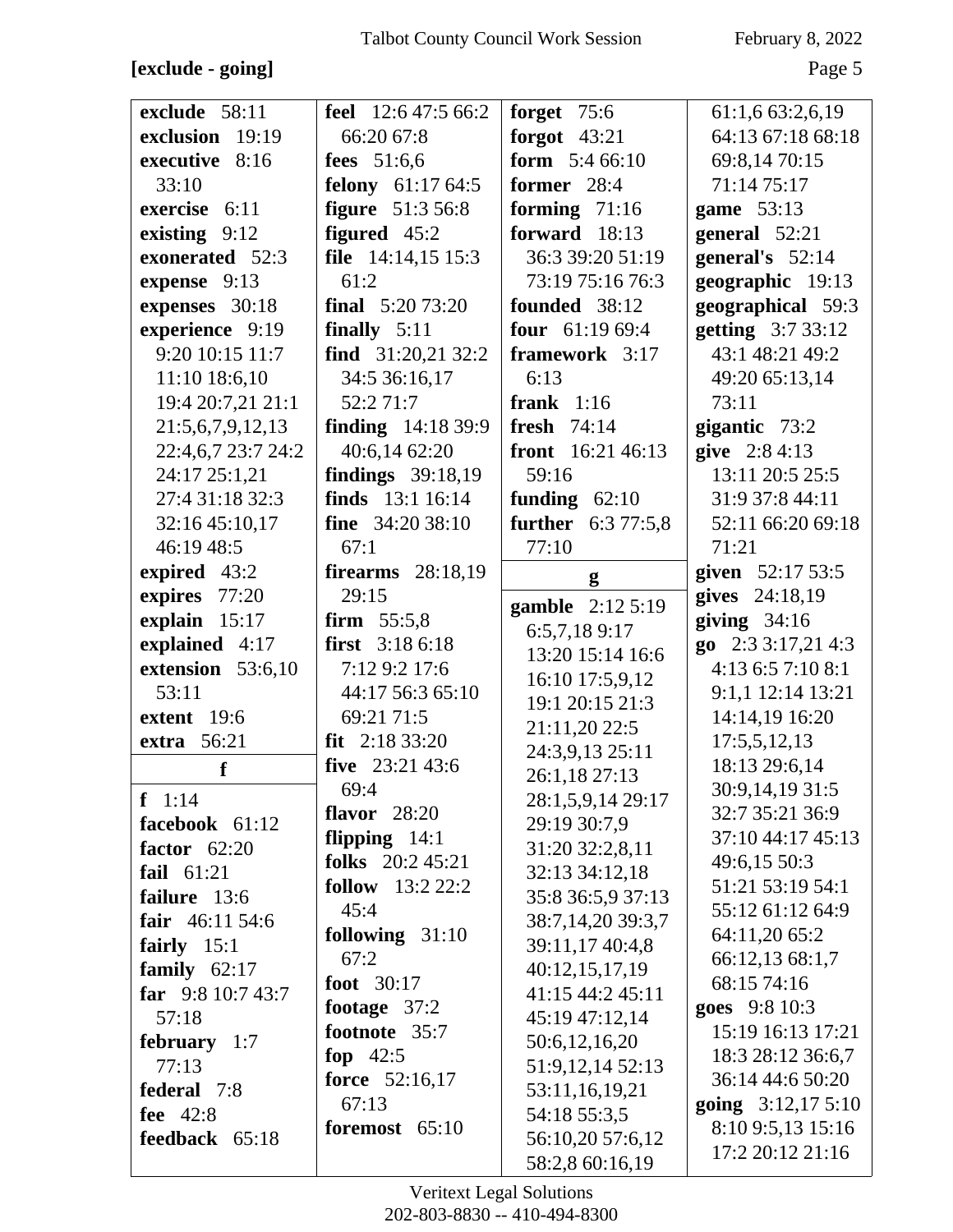**[exclude - going]**

**exclude** 58:11
**exclusion** 19:19
**executive** 8:16 33:10
**exercise** 6:11
**existing** 9:12
**exonerated** 52:3
**expense** 9:13
**expenses** 30:18
**experience** 9:19 9:20 10:15 11:7 11:10 18:6,10 19:4 20:7,21 21:1 21:5,6,7,9,12,13 22:4,6,7 23:7 24:2 24:17 25:1,21 27:4 31:18 32:3 32:16 45:10,17 46:19 48:5
**expired** 43:2
**expires** 77:20
**explain** 15:17
**explained** 4:17
**extension** 53:6,10 53:11
**extent** 19:6
**extra** 56:21

**f**

**f** 1:14
**facebook** 61:12
**factor** 62:20
**fail** 61:21
**failure** 13:6
**fair** 46:11 54:6
**fairly** 15:1
**family** 62:17
**far** 9:8 10:7 43:7 57:18
**february** 1:7 77:13
**federal** 7:8
**fee** 42:8
**feedback** 65:18
**feel** 12:6 47:5 66:2 66:20 67:8
**fees** 51:6,6
**felony** 61:17 64:5
**figure** 51:3 56:8
**figured** 45:2
**file** 14:14,15 15:3 61:2
**final** 5:20 73:20
**finally** 5:11
**find** 31:20,21 32:2 34:5 36:16,17 52:2 71:7
**finding** 14:18 39:9 40:6,14 62:20
**findings** 39:18,19
**finds** 13:1 16:14
**fine** 34:20 38:10 67:1
**firearms** 28:18,19 29:15
**firm** 55:5,8
**first** 3:18 6:18 7:12 9:2 17:6 44:17 56:3 65:10 69:21 71:5
**fit** 2:18 33:20
**five** 23:21 43:6 69:4
**flavor** 28:20
**flipping** 14:1
**folks** 20:2 45:21
**follow** 13:2 22:2 45:4
**following** 31:10 67:2
**foot** 30:17
**footage** 37:2
**footnote** 35:7
**fop** 42:5
**force** 52:16,17 67:13
**foremost** 65:10
**forget** 75:6
**forgot** 43:21
**form** 5:4 66:10
**former** 28:4
**forming** 71:16
**forward** 18:13 36:3 39:20 51:19 73:19 75:16 76:3
**founded** 38:12
**four** 61:19 69:4
**framework** 3:17 6:13
**frank** 1:16
**fresh** 74:14
**front** 16:21 46:13 59:16
**funding** 62:10
**further** 6:3 77:5,8 77:10

**g**

**gamble** 2:12 5:19 6:5,7,18 9:17 13:20 15:14 16:6 16:10 17:5,9,12 19:1 20:15 21:3 21:11,20 22:5 24:3,9,13 25:11 26:1,18 27:13 28:1,5,9,14 29:17 29:19 30:7,9 31:20 32:2,8,11 32:13 34:12,18 35:8 36:5,9 37:13 38:7,14,20 39:3,7 39:11,17 40:4,8 40:12,15,17,19 41:15 44:2 45:11 45:19 47:12,14 50:6,12,16,20 51:9,12,14 52:13 53:11,16,19,21 54:18 55:3,5 56:10,20 57:6,12 58:2,8 60:16,19 61:1,6 63:2,6,19 64:13 67:18 68:18 69:8,14 70:15 71:14 75:17
**game** 53:13
**general** 52:21
**general's** 52:14
**geographic** 19:13
**geographical** 59:3
**getting** 3:7 33:12 43:1 48:21 49:2 49:20 65:13,14 73:11
**gigantic** 73:2
**give** 2:8 4:13 13:11 20:5 25:5 31:9 37:8 44:11 52:11 66:20 69:18 71:21
**given** 52:17 53:5
**gives** 24:18,19
**giving** 34:16
**go** 2:3 3:17,21 4:3 4:13 6:5 7:10 8:1 9:1,1 12:14 13:21 14:14,19 16:20 17:5,5,12,13 18:13 29:6,14 30:9,14,19 31:5 32:7 35:21 36:9 37:10 44:17 45:13 49:6,15 50:3 51:21 53:19 54:1 55:12 61:12 64:9 64:11,20 65:2 66:12,13 68:1,7 68:15 74:16
**goes** 9:8 10:3 15:19 16:13 17:21 18:3 28:12 36:6,7 36:14 44:6 50:20
**going** 3:12,17 5:10 8:10 9:5,13 15:16 17:2 20:12 21:16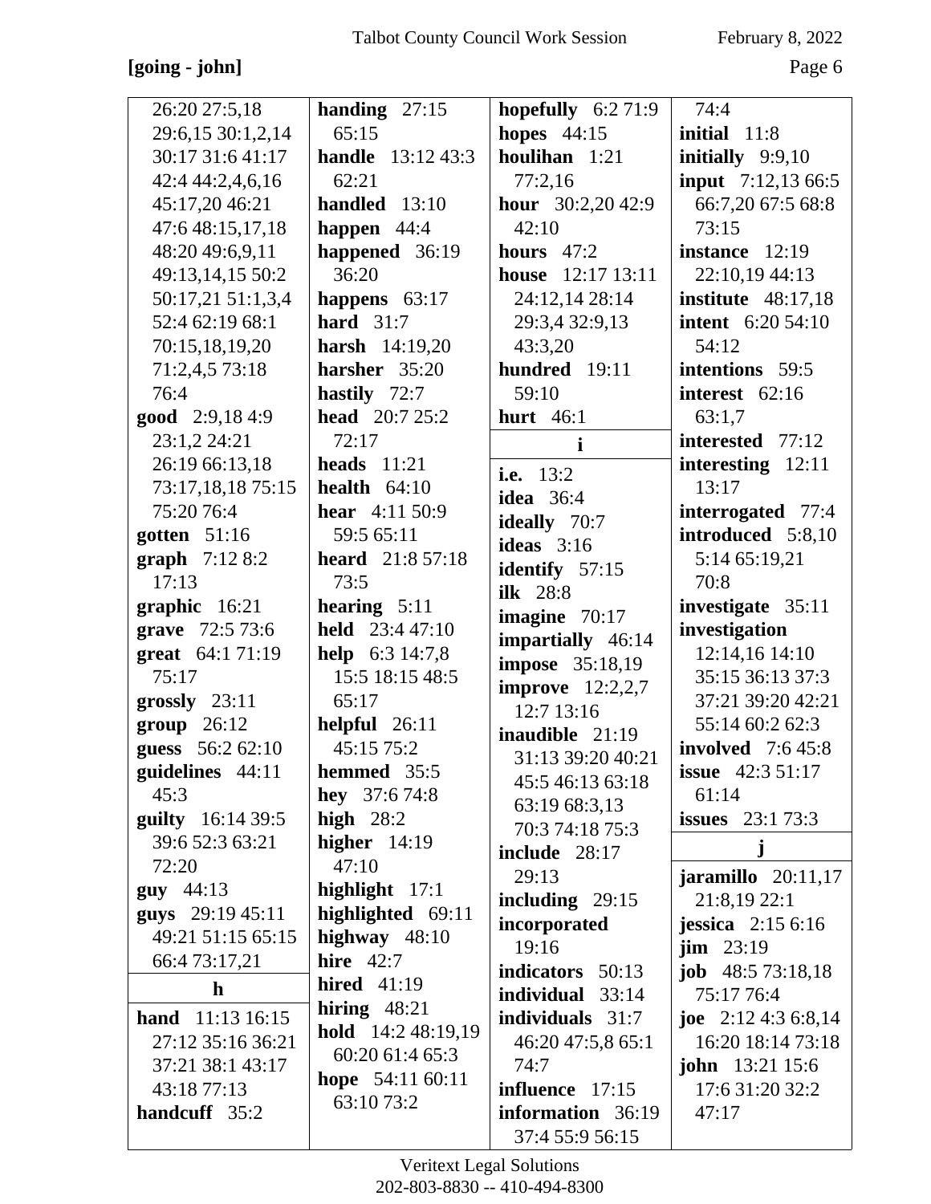**[going - john]**

26:20 27:5,18 29:6,15 30:1,2,14 30:17 31:6 41:17 42:4 44:2,4,6,16 45:17,20 46:21 47:6 48:15,17,18 48:20 49:6,9,11 49:13,14,15 50:2 50:17,21 51:1,3,4 52:4 62:19 68:1 70:15,18,19,20 71:2,4,5 73:18 76:4

**good** 2:9,18 4:9 23:1,2 24:21 26:19 66:13,18 73:17,18,18 75:15 75:20 76:4

**gotten** 51:16

**graph** 7:12 8:2 17:13

**graphic** 16:21

**grave** 72:5 73:6

**great** 64:1 71:19 75:17

**grossly** 23:11

**group** 26:12

**guess** 56:2 62:10

**guidelines** 44:11 45:3

**guilty** 16:14 39:5 39:6 52:3 63:21 72:20

**guy** 44:13

**guys** 29:19 45:11 49:21 51:15 65:15 66:4 73:17,21

**h**

**hand** 11:13 16:15 27:12 35:16 36:21 37:21 38:1 43:17 43:18 77:13

**handcuff** 35:2

**handing** 27:15 65:15

**handle** 13:12 43:3 62:21

**handled** 13:10

**happen** 44:4

**happened** 36:19 36:20

**happens** 63:17

**hard** 31:7

**harsh** 14:19,20

**harsher** 35:20

**hastily** 72:7

**head** 20:7 25:2 72:17

**heads** 11:21

**health** 64:10

**hear** 4:11 50:9 59:5 65:11

**heard** 21:8 57:18 73:5

**hearing** 5:11

**held** 23:4 47:10

**help** 6:3 14:7,8 15:5 18:15 48:5 65:17

**helpful** 26:11 45:15 75:2

**hemmed** 35:5

**hey** 37:6 74:8

**high** 28:2

**higher** 14:19 47:10

**highlight** 17:1

**highlighted** 69:11

**highway** 48:10

**hire** 42:7

**hired** 41:19

**hiring** 48:21

**hold** 14:2 48:19,19 60:20 61:4 65:3

**hope** 54:11 60:11 63:10 73:2

**hopefully** 6:2 71:9

**hopes** 44:15

**houlihan** 1:21 77:2,16

**hour** 30:2,20 42:9 42:10

**hours** 47:2

**house** 12:17 13:11 24:12,14 28:14 29:3,4 32:9,13 43:3,20

**hundred** 19:11 59:10

**hurt** 46:1

**i**

**i.e.** 13:2

**idea** 36:4

**ideally** 70:7

**ideas** 3:16

**identify** 57:15

**ilk** 28:8

**imagine** 70:17

**impartially** 46:14

**impose** 35:18,19

**improve** 12:2,2,7 12:7 13:16

**inaudible** 21:19 31:13 39:20 40:21 45:5 46:13 63:18 63:19 68:3,13 70:3 74:18 75:3

**include** 28:17 29:13

**including** 29:15

**incorporated** 19:16

**indicators** 50:13

**individual** 33:14

**individuals** 31:7 46:20 47:5,8 65:1 74:7

**influence** 17:15

**information** 36:19 37:4 55:9 56:15 74:4

**initial** 11:8

**initially** 9:9,10

**input** 7:12,13 66:5 66:7,20 67:5 68:8 73:15

**instance** 12:19 22:10,19 44:13

**institute** 48:17,18

**intent** 6:20 54:10 54:12

**intentions** 59:5

**interest** 62:16 63:1,7

**interested** 77:12

**interesting** 12:11 13:17

**interrogated** 77:4

**introduced** 5:8,10 5:14 65:19,21 70:8

**investigate** 35:11

**investigation** 12:14,16 14:10 35:15 36:13 37:3 37:21 39:20 42:21 55:14 60:2 62:3

**involved** 7:6 45:8

**issue** 42:3 51:17 61:14

**issues** 23:1 73:3

**j**

**jaramillo** 20:11,17 21:8,19 22:1

**jessica** 2:15 6:16

**jim** 23:19

**job** 48:5 73:18,18 75:17 76:4

**joe** 2:12 4:3 6:8,14 16:20 18:14 73:18

**john** 13:21 15:6 17:6 31:20 32:2 47:17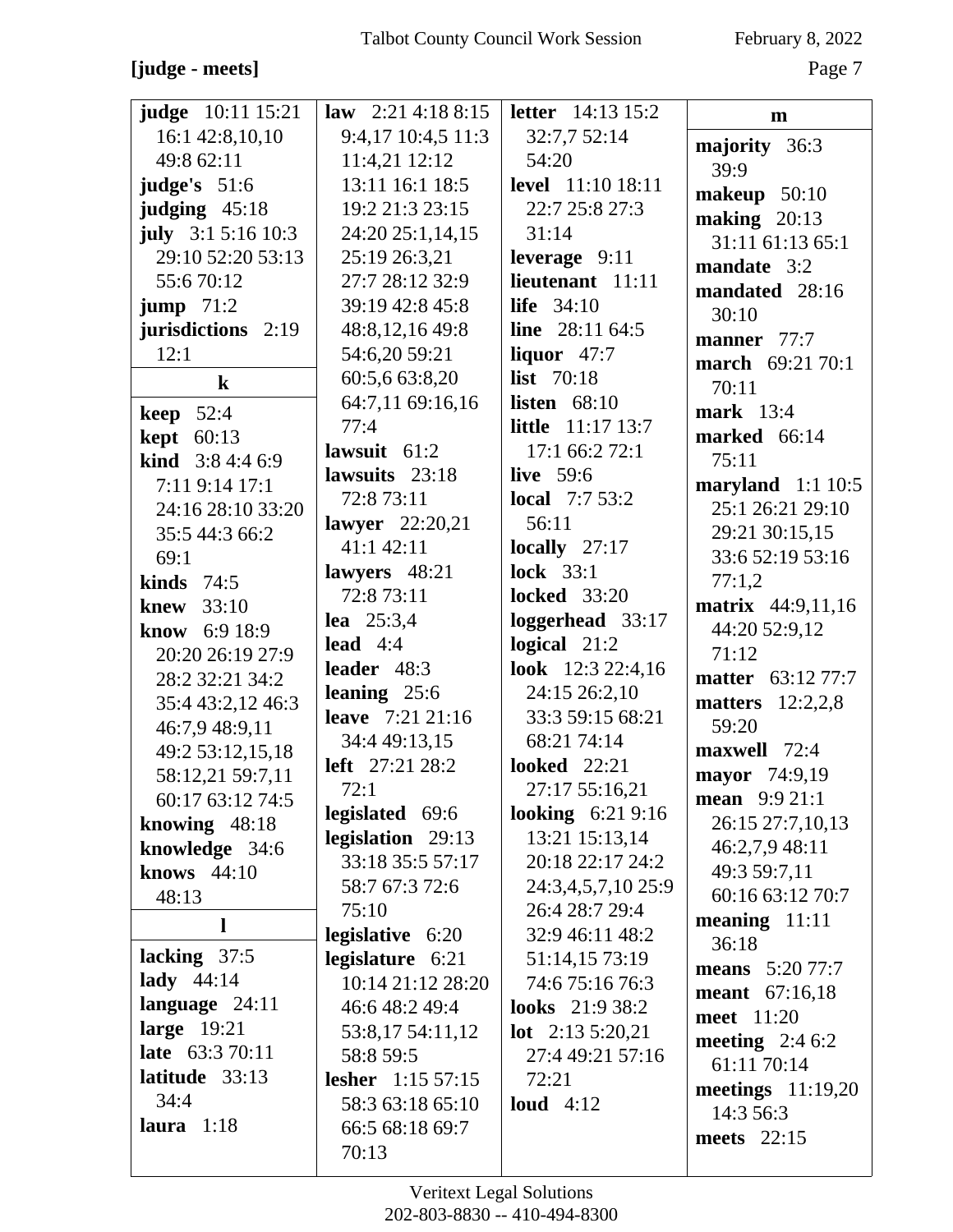**[judge - meets]**

**judge** 10:11 15:21 16:1 42:8,10,10 49:8 62:11
**judge's** 51:6
**judging** 45:18
**july** 3:1 5:16 10:3 29:10 52:20 53:13 55:6 70:12
**jump** 71:2
**jurisdictions** 2:19 12:1

**k**

**keep** 52:4
**kept** 60:13
**kind** 3:8 4:4 6:9 7:11 9:14 17:1 24:16 28:10 33:20 35:5 44:3 66:2 69:1
**kinds** 74:5
**knew** 33:10
**know** 6:9 18:9 20:20 26:19 27:9 28:2 32:21 34:2 35:4 43:2,12 46:3 46:7,9 48:9,11 49:2 53:12,15,18 58:12,21 59:7,11 60:17 63:12 74:5
**knowing** 48:18
**knowledge** 34:6
**knows** 44:10 48:13

**l**

**lacking** 37:5
**lady** 44:14
**language** 24:11
**large** 19:21
**late** 63:3 70:11
**latitude** 33:13 34:4
**laura** 1:18
**law** 2:21 4:18 8:15 9:4,17 10:4,5 11:3 11:4,21 12:12 13:11 16:1 18:5 19:2 21:3 23:15 24:20 25:1,14,15 25:19 26:3,21 27:7 28:12 32:9 39:19 42:8 45:8 48:8,12,16 49:8 54:6,20 59:21 60:5,6 63:8,20 64:7,11 69:16,16 77:4
**lawsuit** 61:2
**lawsuits** 23:18 72:8 73:11
**lawyer** 22:20,21 41:1 42:11
**lawyers** 48:21 72:8 73:11
**lea** 25:3,4
**lead** 4:4
**leader** 48:3
**leaning** 25:6
**leave** 7:21 21:16 34:4 49:13,15
**left** 27:21 28:2 72:1
**legislated** 69:6
**legislation** 29:13 33:18 35:5 57:17 58:7 67:3 72:6 75:10
**legislative** 6:20
**legislature** 6:21 10:14 21:12 28:20 46:6 48:2 49:4 53:8,17 54:11,12 58:8 59:5
**lesher** 1:15 57:15 58:3 63:18 65:10 66:5 68:18 69:7 70:13
**letter** 14:13 15:2 32:7,7 52:14 54:20
**level** 11:10 18:11 22:7 25:8 27:3 31:14
**leverage** 9:11
**lieutenant** 11:11
**life** 34:10
**line** 28:11 64:5
**liquor** 47:7
**list** 70:18
**listen** 68:10
**little** 11:17 13:7 17:1 66:2 72:1
**live** 59:6
**local** 7:7 53:2 56:11
**locally** 27:17
**lock** 33:1
**locked** 33:20
**loggerhead** 33:17
**logical** 21:2
**look** 12:3 22:4,16 24:15 26:2,10 33:3 59:15 68:21 68:21 74:14
**looked** 22:21 27:17 55:16,21
**looking** 6:21 9:16 13:21 15:13,14 20:18 22:17 24:2 24:3,4,5,7,10 25:9 26:4 28:7 29:4 32:9 46:11 48:2 51:14,15 73:19 74:6 75:16 76:3
**looks** 21:9 38:2
**lot** 2:13 5:20,21 27:4 49:21 57:16 72:21
**loud** 4:12

**m**

**majority** 36:3 39:9
**makeup** 50:10
**making** 20:13 31:11 61:13 65:1
**mandate** 3:2
**mandated** 28:16 30:10
**manner** 77:7
**march** 69:21 70:1 70:11
**mark** 13:4
**marked** 66:14 75:11
**maryland** 1:1 10:5 25:1 26:21 29:10 29:21 30:15,15 33:6 52:19 53:16 77:1,2
**matrix** 44:9,11,16 44:20 52:9,12 71:12
**matter** 63:12 77:7
**matters** 12:2,2,8 59:20
**maxwell** 72:4
**mayor** 74:9,19
**mean** 9:9 21:1 26:15 27:7,10,13 46:2,7,9 48:11 49:3 59:7,11 60:16 63:12 70:7
**meaning** 11:11 36:18
**means** 5:20 77:7
**meant** 67:16,18
**meet** 11:20
**meeting** 2:4 6:2 61:11 70:14
**meetings** 11:19,20 14:3 56:3
**meets** 22:15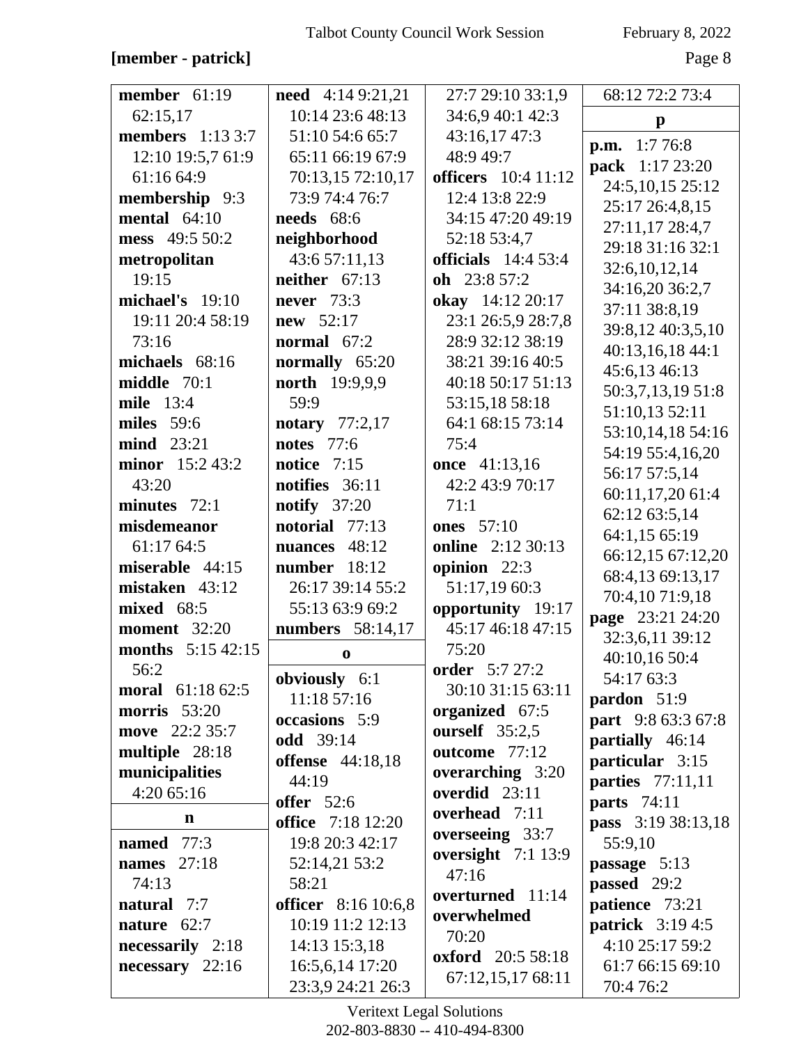**[member - patrick]**

**member** 61:19 62:15,17
**members** 1:13 3:7 12:10 19:5,7 61:9 61:16 64:9
**membership** 9:3
**mental** 64:10
**mess** 49:5 50:2
**metropolitan** 19:15
**michael's** 19:10 19:11 20:4 58:19 73:16
**michaels** 68:16
**middle** 70:1
**mile** 13:4
**miles** 59:6
**mind** 23:21
**minor** 15:2 43:2 43:20
**minutes** 72:1
**misdemeanor** 61:17 64:5
**miserable** 44:15
**mistaken** 43:12
**mixed** 68:5
**moment** 32:20
**months** 5:15 42:15 56:2
**moral** 61:18 62:5
**morris** 53:20
**move** 22:2 35:7
**multiple** 28:18
**municipalities** 4:20 65:16

**n**

**named** 77:3
**names** 27:18 74:13
**natural** 7:7
**nature** 62:7
**necessarily** 2:18
**necessary** 22:16
**need** 4:14 9:21,21 10:14 23:6 48:13 51:10 54:6 65:7 65:11 66:19 67:9 70:13,15 72:10,17 73:9 74:4 76:7
**needs** 68:6
**neighborhood** 43:6 57:11,13
**neither** 67:13
**never** 73:3
**new** 52:17
**normal** 67:2
**normally** 65:20
**north** 19:9,9,9 59:9
**notary** 77:2,17
**notes** 77:6
**notice** 7:15
**notifies** 36:11
**notify** 37:20
**notorial** 77:13
**nuances** 48:12
**number** 18:12 26:17 39:14 55:2 55:13 63:9 69:2
**numbers** 58:14,17

**o**

**obviously** 6:1 11:18 57:16
**occasions** 5:9
**odd** 39:14
**offense** 44:18,18 44:19
**offer** 52:6
**office** 7:18 12:20 19:8 20:3 42:17 52:14,21 53:2 58:21
**officer** 8:16 10:6,8 10:19 11:2 12:13 14:13 15:3,18 16:5,6,14 17:20 23:3,9 24:21 26:3 27:7 29:10 33:1,9 34:6,9 40:1 42:3 43:16,17 47:3 48:9 49:7
**officers** 10:4 11:12 12:4 13:8 22:9 34:15 47:20 49:19 52:18 53:4,7
**officials** 14:4 53:4
**oh** 23:8 57:2
**okay** 14:12 20:17 23:1 26:5,9 28:7,8 28:9 32:12 38:19 38:21 39:16 40:5 40:18 50:17 51:13 53:15,18 58:18 64:1 68:15 73:14 75:4
**once** 41:13,16 42:2 43:9 70:17 71:1
**ones** 57:10
**online** 2:12 30:13
**opinion** 22:3 51:17,19 60:3
**opportunity** 19:17 45:17 46:18 47:15 75:20
**order** 5:7 27:2 30:10 31:15 63:11
**organized** 67:5
**ourself** 35:2,5
**outcome** 77:12
**overarching** 3:20
**overdid** 23:11
**overhead** 7:11
**overseeing** 33:7
**oversight** 7:1 13:9 47:16
**overturned** 11:14
**overwhelmed** 70:20
**oxford** 20:5 58:18 67:12,15,17 68:11 68:12 72:2 73:4

**p**

**p.m.** 1:7 76:8
**pack** 1:17 23:20 24:5,10,15 25:12 25:17 26:4,8,15 27:11,17 28:4,7 29:18 31:16 32:1 32:6,10,12,14 34:16,20 36:2,7 37:11 38:8,19 39:8,12 40:3,5,10 40:13,16,18 44:1 45:6,13 46:13 50:3,7,13,19 51:8 51:10,13 52:11 53:10,14,18 54:16 54:19 55:4,16,20 56:17 57:5,14 60:11,17,20 61:4 62:12 63:5,14 64:1,15 65:19 66:12,15 67:12,20 68:4,13 69:13,17 70:4,10 71:9,18
**page** 23:21 24:20 32:3,6,11 39:12 40:10,16 50:4 54:17 63:3
**pardon** 51:9
**part** 9:8 63:3 67:8
**partially** 46:14
**particular** 3:15
**parties** 77:11,11
**parts** 74:11
**pass** 3:19 38:13,18 55:9,10
**passage** 5:13
**passed** 29:2
**patience** 73:21
**patrick** 3:19 4:5 4:10 25:17 59:2 61:7 66:15 69:10 70:4 76:2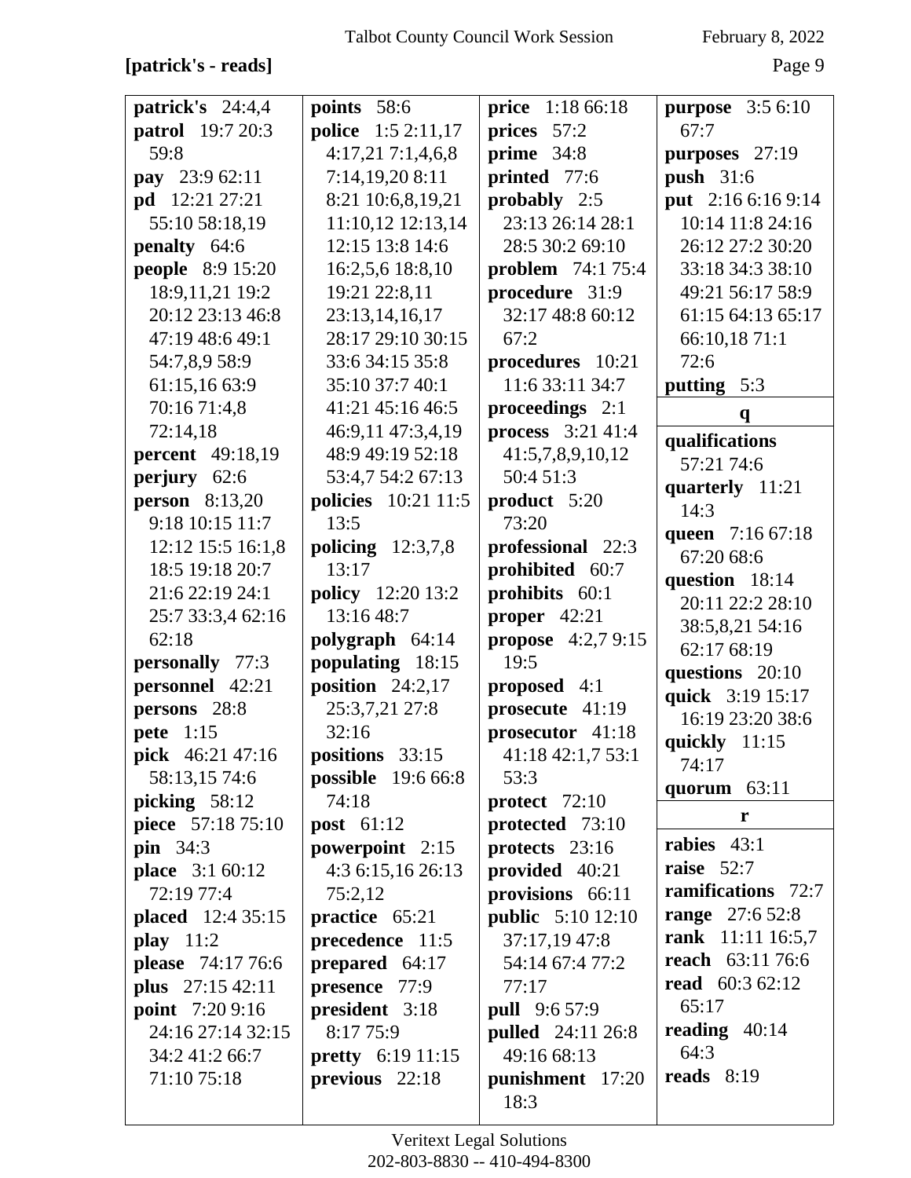**[patrick's - reads]**

**patrick's** 24:4,4
**patrol** 19:7 20:3 59:8
**pay** 23:9 62:11
**pd** 12:21 27:21 55:10 58:18,19
**penalty** 64:6
**people** 8:9 15:20 18:9,11,21 19:2 20:12 23:13 46:8 47:19 48:6 49:1 54:7,8,9 58:9 61:15,16 63:9 70:16 71:4,8 72:14,18
**percent** 49:18,19
**perjury** 62:6
**person** 8:13,20 9:18 10:15 11:7 12:12 15:5 16:1,8 18:5 19:18 20:7 21:6 22:19 24:1 25:7 33:3,4 62:16 62:18
**personally** 77:3
**personnel** 42:21
**persons** 28:8
**pete** 1:15
**pick** 46:21 47:16 58:13,15 74:6
**picking** 58:12
**piece** 57:18 75:10
**pin** 34:3
**place** 3:1 60:12 72:19 77:4
**placed** 12:4 35:15
**play** 11:2
**please** 74:17 76:6
**plus** 27:15 42:11
**point** 7:20 9:16 24:16 27:14 32:15 34:2 41:2 66:7 71:10 75:18
**points** 58:6
**police** 1:5 2:11,17 4:17,21 7:1,4,6,8 7:14,19,20 8:11 8:21 10:6,8,19,21 11:10,12 12:13,14 12:15 13:8 14:6 16:2,5,6 18:8,10 19:21 22:8,11 23:13,14,16,17 28:17 29:10 30:15 33:6 34:15 35:8 35:10 37:7 40:1 41:21 45:16 46:5 46:9,11 47:3,4,19 48:9 49:19 52:18 53:4,7 54:2 67:13
**policies** 10:21 11:5 13:5
**policing** 12:3,7,8 13:17
**policy** 12:20 13:2 13:16 48:7
**polygraph** 64:14
**populating** 18:15
**position** 24:2,17 25:3,7,21 27:8 32:16
**positions** 33:15
**possible** 19:6 66:8 74:18
**post** 61:12
**powerpoint** 2:15 4:3 6:15,16 26:13 75:2,12
**practice** 65:21
**precedence** 11:5
**prepared** 64:17
**presence** 77:9
**president** 3:18 8:17 75:9
**pretty** 6:19 11:15
**previous** 22:18
**price** 1:18 66:18
**prices** 57:2
**prime** 34:8
**printed** 77:6
**probably** 2:5 23:13 26:14 28:1 28:5 30:2 69:10
**problem** 74:1 75:4
**procedure** 31:9 32:17 48:8 60:12 67:2
**procedures** 10:21 11:6 33:11 34:7
**proceedings** 2:1
**process** 3:21 41:4 41:5,7,8,9,10,12 50:4 51:3
**product** 5:20 73:20
**professional** 22:3
**prohibited** 60:7
**prohibits** 60:1
**proper** 42:21
**propose** 4:2,7 9:15 19:5
**proposed** 4:1
**prosecute** 41:19
**prosecutor** 41:18 41:18 42:1,7 53:1 53:3
**protect** 72:10
**protected** 73:10
**protects** 23:16
**provided** 40:21
**provisions** 66:11
**public** 5:10 12:10 37:17,19 47:8 54:14 67:4 77:2 77:17
**pull** 9:6 57:9
**pulled** 24:11 26:8 49:16 68:13
**punishment** 17:20 18:3
**purpose** 3:5 6:10 67:7
**purposes** 27:19
**push** 31:6
**put** 2:16 6:16 9:14 10:14 11:8 24:16 26:12 27:2 30:20 33:18 34:3 38:10 49:21 56:17 58:9 61:15 64:13 65:17 66:10,18 71:1 72:6
**putting** 5:3

**q**

**qualifications** 57:21 74:6
**quarterly** 11:21 14:3
**queen** 7:16 67:18 67:20 68:6
**question** 18:14 20:11 22:2 28:10 38:5,8,21 54:16 62:17 68:19
**questions** 20:10
**quick** 3:19 15:17 16:19 23:20 38:6
**quickly** 11:15 74:17
**quorum** 63:11

**r**

**rabies** 43:1
**raise** 52:7
**ramifications** 72:7
**range** 27:6 52:8
**rank** 11:11 16:5,7
**reach** 63:11 76:6
**read** 60:3 62:12 65:17
**reading** 40:14 64:3
**reads** 8:19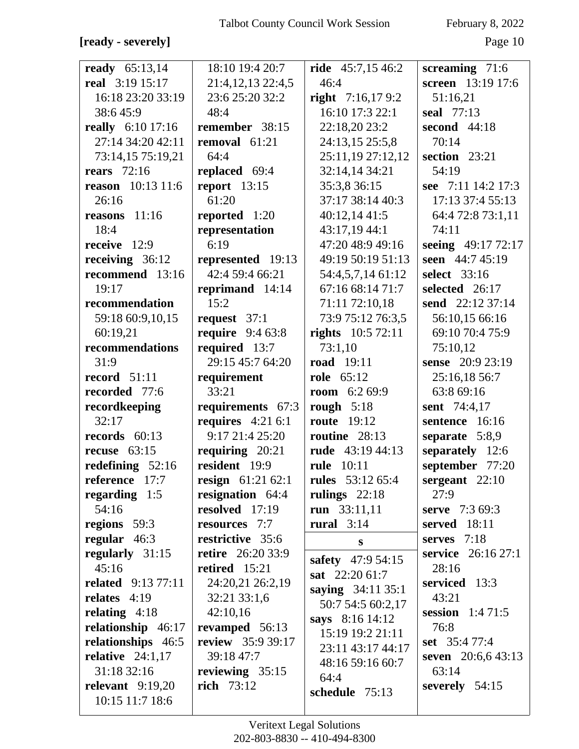**[ready - severely]**

**ready** 65:13,14
**real** 3:19 15:17 16:18 23:20 33:19 38:6 45:9
**really** 6:10 17:16 27:14 34:20 42:11 73:14,15 75:19,21
**rears** 72:16
**reason** 10:13 11:6 26:16
**reasons** 11:16 18:4
**receive** 12:9
**receiving** 36:12
**recommend** 13:16 19:17
**recommendation** 59:18 60:9,10,15 60:19,21
**recommendations** 31:9
**record** 51:11
**recorded** 77:6
**recordkeeping** 32:17
**records** 60:13
**recuse** 63:15
**redefining** 52:16
**reference** 17:7
**regarding** 1:5 54:16
**regions** 59:3
**regular** 46:3
**regularly** 31:15 45:16
**related** 9:13 77:11
**relates** 4:19
**relating** 4:18
**relationship** 46:17
**relationships** 46:5
**relative** 24:1,17 31:18 32:16
**relevant** 9:19,20 10:15 11:7 18:6 18:10 19:4 20:7 21:4,12,13 22:4,5 23:6 25:20 32:2 48:4
**remember** 38:15
**removal** 61:21 64:4
**replaced** 69:4
**report** 13:15 61:20
**reported** 1:20
**representation** 6:19
**represented** 19:13 42:4 59:4 66:21
**reprimand** 14:14 15:2
**request** 37:1
**require** 9:4 63:8
**required** 13:7 29:15 45:7 64:20
**requirement** 33:21
**requirements** 67:3
**requires** 4:21 6:1 9:17 21:4 25:20
**requiring** 20:21
**resident** 19:9
**resign** 61:21 62:1
**resignation** 64:4
**resolved** 17:19
**resources** 7:7
**restrictive** 35:6
**retire** 26:20 33:9
**retired** 15:21 24:20,21 26:2,19 32:21 33:1,6 42:10,16
**revamped** 56:13
**review** 35:9 39:17 39:18 47:7
**reviewing** 35:15
**rich** 73:12
**ride** 45:7,15 46:2 46:4
**right** 7:16,17 9:2 16:10 17:3 22:1 22:18,20 23:2 24:13,15 25:5,8 25:11,19 27:12,12 32:14,14 34:21 35:3,8 36:15 37:17 38:14 40:3 40:12,14 41:5 43:17,19 44:1 47:20 48:9 49:16 49:19 50:19 51:13 54:4,5,7,14 61:12 67:16 68:14 71:7 71:11 72:10,18 73:9 75:12 76:3,5
**rights** 10:5 72:11 73:1,10
**road** 19:11
**role** 65:12
**room** 6:2 69:9
**rough** 5:18
**route** 19:12
**routine** 28:13
**rude** 43:19 44:13
**rule** 10:11
**rules** 53:12 65:4
**rulings** 22:18
**run** 33:11,11
**rural** 3:14

**s**

**safety** 47:9 54:15
**sat** 22:20 61:7
**saying** 34:11 35:1 50:7 54:5 60:2,17
**says** 8:16 14:12 15:19 19:2 21:11 23:11 43:17 44:17 48:16 59:16 60:7 64:4
**schedule** 75:13
**screaming** 71:6
**screen** 13:19 17:6 51:16,21
**seal** 77:13
**second** 44:18 70:14
**section** 23:21 54:19
**see** 7:11 14:2 17:3 17:13 37:4 55:13 64:4 72:8 73:1,11 74:11
**seeing** 49:17 72:17
**seen** 44:7 45:19
**select** 33:16
**selected** 26:17
**send** 22:12 37:14 56:10,15 66:16 69:10 70:4 75:9 75:10,12
**sense** 20:9 23:19 25:16,18 56:7 63:8 69:16
**sent** 74:4,17
**sentence** 16:16
**separate** 5:8,9
**separately** 12:6
**september** 77:20
**sergeant** 22:10 27:9
**serve** 7:3 69:3
**served** 18:11
**serves** 7:18
**service** 26:16 27:1 28:16
**serviced** 13:3 43:21
**session** 1:4 71:5 76:8
**set** 35:4 77:4
**seven** 20:6,6 43:13 63:14
**severely** 54:15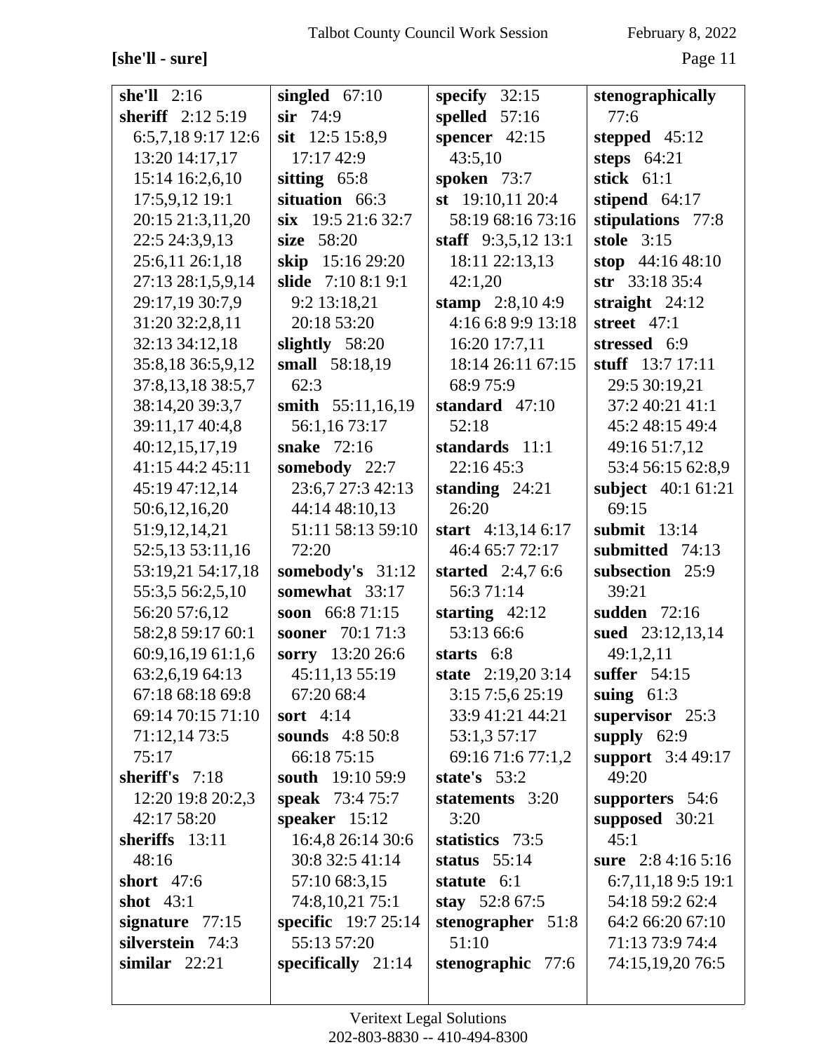**[she'll - sure]**

**she'll** 2:16
**sheriff** 2:12 5:19 6:5,7,18 9:17 12:6 13:20 14:17,17 15:14 16:2,6,10 17:5,9,12 19:1 20:15 21:3,11,20 22:5 24:3,9,13 25:6,11 26:1,18 27:13 28:1,5,9,14 29:17,19 30:7,9 31:20 32:2,8,11 32:13 34:12,18 35:8,18 36:5,9,12 37:8,13,18 38:5,7 38:14,20 39:3,7 39:11,17 40:4,8 40:12,15,17,19 41:15 44:2 45:11 45:19 47:12,14 50:6,12,16,20 51:9,12,14,21 52:5,13 53:11,16 53:19,21 54:17,18 55:3,5 56:2,5,10 56:20 57:6,12 58:2,8 59:17 60:1 60:9,16,19 61:1,6 63:2,6,19 64:13 67:18 68:18 69:8 69:14 70:15 71:10 71:12,14 73:5 75:17
**sheriff's** 7:18 12:20 19:8 20:2,3 42:17 58:20
**sheriffs** 13:11 48:16
**short** 47:6
**shot** 43:1
**signature** 77:15
**silverstein** 74:3
**similar** 22:21
**singled** 67:10
**sir** 74:9
**sit** 12:5 15:8,9 17:17 42:9
**sitting** 65:8
**situation** 66:3
**six** 19:5 21:6 32:7
**size** 58:20
**skip** 15:16 29:20
**slide** 7:10 8:1 9:1 9:2 13:18,21 20:18 53:20
**slightly** 58:20
**small** 58:18,19 62:3
**smith** 55:11,16,19 56:1,16 73:17
**snake** 72:16
**somebody** 22:7 23:6,7 27:3 42:13 44:14 48:10,13 51:11 58:13 59:10 72:20
**somebody's** 31:12
**somewhat** 33:17
**soon** 66:8 71:15
**sooner** 70:1 71:3
**sorry** 13:20 26:6 45:11,13 55:19 67:20 68:4
**sort** 4:14
**sounds** 4:8 50:8 66:18 75:15
**south** 19:10 59:9
**speak** 73:4 75:7
**speaker** 15:12 16:4,8 26:14 30:6 30:8 32:5 41:14 57:10 68:3,15 74:8,10,21 75:1
**specific** 19:7 25:14 55:13 57:20
**specifically** 21:14
**specify** 32:15
**spelled** 57:16
**spencer** 42:15 43:5,10
**spoken** 73:7
**st** 19:10,11 20:4 58:19 68:16 73:16
**staff** 9:3,5,12 13:1 18:11 22:13,13 42:1,20
**stamp** 2:8,10 4:9 4:16 6:8 9:9 13:18 16:20 17:7,11 18:14 26:11 67:15 68:9 75:9
**standard** 47:10 52:18
**standards** 11:1 22:16 45:3
**standing** 24:21 26:20
**start** 4:13,14 6:17 46:4 65:7 72:17
**started** 2:4,7 6:6 56:3 71:14
**starting** 42:12 53:13 66:6
**starts** 6:8
**state** 2:19,20 3:14 3:15 7:5,6 25:19 33:9 41:21 44:21 53:1,3 57:17 69:16 71:6 77:1,2
**state's** 53:2
**statements** 3:20 3:20
**statistics** 73:5
**status** 55:14
**statute** 6:1
**stay** 52:8 67:5
**stenographer** 51:8 51:10
**stenographic** 77:6
**stenographically** 77:6
**stepped** 45:12
**steps** 64:21
**stick** 61:1
**stipend** 64:17
**stipulations** 77:8
**stole** 3:15
**stop** 44:16 48:10
**str** 33:18 35:4
**straight** 24:12
**street** 47:1
**stressed** 6:9
**stuff** 13:7 17:11 29:5 30:19,21 37:2 40:21 41:1 45:2 48:15 49:4 49:16 51:7,12 53:4 56:15 62:8,9
**subject** 40:1 61:21 69:15
**submit** 13:14
**submitted** 74:13
**subsection** 25:9 39:21
**sudden** 72:16
**sued** 23:12,13,14 49:1,2,11
**suffer** 54:15
**suing** 61:3
**supervisor** 25:3
**supply** 62:9
**support** 3:4 49:17 49:20
**supporters** 54:6
**supposed** 30:21 45:1
**sure** 2:8 4:16 5:16 6:7,11,18 9:5 19:1 54:18 59:2 62:4 64:2 66:20 67:10 71:13 73:9 74:4 74:15,19,20 76:5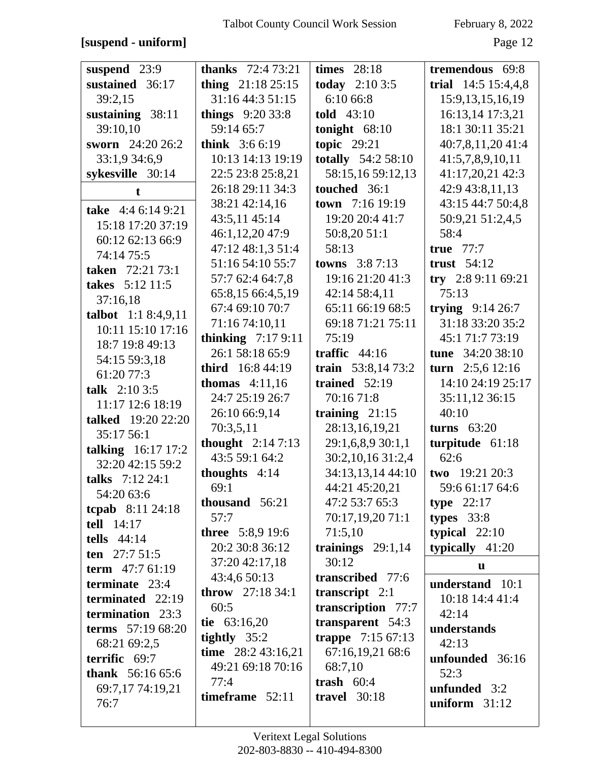**[suspend - uniform]**

**suspend** 23:9
**sustained** 36:17 39:2,15
**sustaining** 38:11 39:10,10
**sworn** 24:20 26:2 33:1,9 34:6,9
**sykesville** 30:14

**t**

**take** 4:4 6:14 9:21 15:18 17:20 37:19 60:12 62:13 66:9 74:14 75:5
**taken** 72:21 73:1
**takes** 5:12 11:5 37:16,18
**talbot** 1:1 8:4,9,11 10:11 15:10 17:16 18:7 19:8 49:13 54:15 59:3,18 61:20 77:3
**talk** 2:10 3:5 11:17 12:6 18:19
**talked** 19:20 22:20 35:17 56:1
**talking** 16:17 17:2 32:20 42:15 59:2
**talks** 7:12 24:1 54:20 63:6
**tcpab** 8:11 24:18
**tell** 14:17
**tells** 44:14
**ten** 27:7 51:5
**term** 47:7 61:19
**terminate** 23:4
**terminated** 22:19
**termination** 23:3
**terms** 57:19 68:20 68:21 69:2,5
**terrific** 69:7
**thank** 56:16 65:6 69:7,17 74:19,21 76:7
**thanks** 72:4 73:21
**thing** 21:18 25:15 31:16 44:3 51:15
**things** 9:20 33:8 59:14 65:7
**think** 3:6 6:19 10:13 14:13 19:19 22:5 23:8 25:8,21 26:18 29:11 34:3 38:21 42:14,16 43:5,11 45:14 46:1,12,20 47:9 47:12 48:1,3 51:4 51:16 54:10 55:7 57:7 62:4 64:7,8 65:8,15 66:4,5,19 67:4 69:10 70:7 71:16 74:10,11
**thinking** 7:17 9:11 26:1 58:18 65:9
**third** 16:8 44:19
**thomas** 4:11,16 24:7 25:19 26:7 26:10 66:9,14 70:3,5,11
**thought** 2:14 7:13 43:5 59:1 64:2
**thoughts** 4:14 69:1
**thousand** 56:21 57:7
**three** 5:8,9 19:6 20:2 30:8 36:12 37:20 42:17,18 43:4,6 50:13
**throw** 27:18 34:1 60:5
**tie** 63:16,20
**tightly** 35:2
**time** 28:2 43:16,21 49:21 69:18 70:16 77:4
**timeframe** 52:11
**times** 28:18
**today** 2:10 3:5 6:10 66:8
**told** 43:10
**tonight** 68:10
**topic** 29:21
**totally** 54:2 58:10 58:15,16 59:12,13
**touched** 36:1
**town** 7:16 19:19 19:20 20:4 41:7 50:8,20 51:1 58:13
**towns** 3:8 7:13 19:16 21:20 41:3 42:14 58:4,11 65:11 66:19 68:5 69:18 71:21 75:11 75:19
**traffic** 44:16
**train** 53:8,14 73:2
**trained** 52:19 70:16 71:8
**training** 21:15 28:13,16,19,21 29:1,6,8,9 30:1,1 30:2,10,16 31:2,4 34:13,13,14 44:10 44:21 45:20,21 47:2 53:7 65:3 70:17,19,20 71:1 71:5,10
**trainings** 29:1,14 30:12
**transcribed** 77:6
**transcript** 2:1
**transcription** 77:7
**transparent** 54:3
**trappe** 7:15 67:13 67:16,19,21 68:6 68:7,10
**trash** 60:4
**travel** 30:18
**tremendous** 69:8
**trial** 14:5 15:4,4,8 15:9,13,15,16,19 16:13,14 17:3,21 18:1 30:11 35:21 40:7,8,11,20 41:4 41:5,7,8,9,10,11 41:17,20,21 42:3 42:9 43:8,11,13 43:15 44:7 50:4,8 50:9,21 51:2,4,5 58:4
**true** 77:7
**trust** 54:12
**try** 2:8 9:11 69:21 75:13
**trying** 9:14 26:7 31:18 33:20 35:2 45:1 71:7 73:19
**tune** 34:20 38:10
**turn** 2:5,6 12:16 14:10 24:19 25:17 35:11,12 36:15 40:10
**turns** 63:20
**turpitude** 61:18 62:6
**two** 19:21 20:3 59:6 61:17 64:6
**type** 22:17
**types** 33:8
**typical** 22:10
**typically** 41:20

**u**

**understand** 10:1 10:18 14:4 41:4 42:14
**understands** 42:13
**unfounded** 36:16 52:3
**unfunded** 3:2
**uniform** 31:12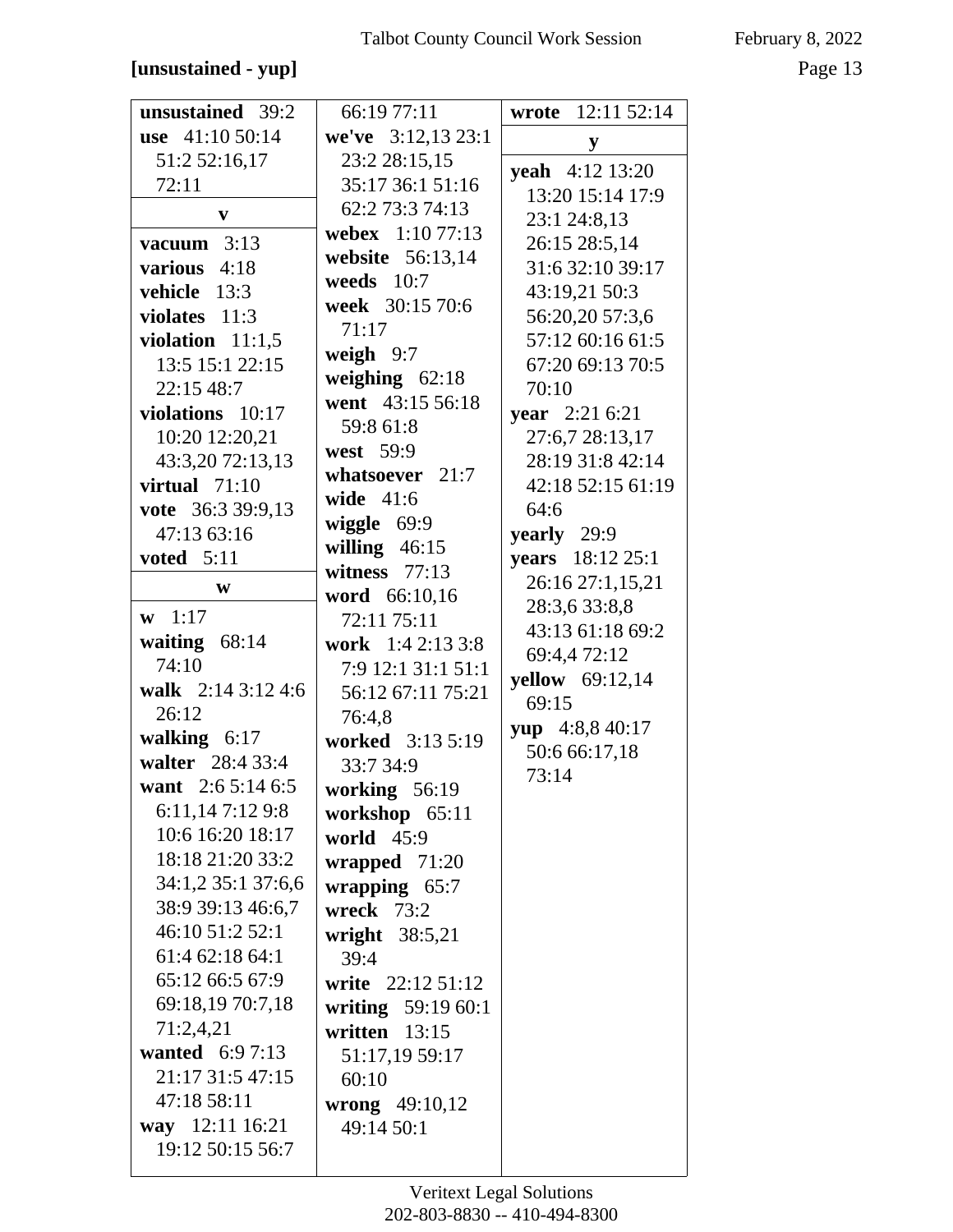**[unsustained - yup]**

**unsustained** 39:2
**use** 41:10 50:14 51:2 52:16,17 72:11

**v**

**vacuum** 3:13
**various** 4:18
**vehicle** 13:3
**violates** 11:3
**violation** 11:1,5 13:5 15:1 22:15 22:15 48:7
**violations** 10:17 10:20 12:20,21 43:3,20 72:13,13
**virtual** 71:10
**vote** 36:3 39:9,13 47:13 63:16
**voted** 5:11

**w**

**w** 1:17
**waiting** 68:14 74:10
**walk** 2:14 3:12 4:6 26:12
**walking** 6:17
**walter** 28:4 33:4
**want** 2:6 5:14 6:5 6:11,14 7:12 9:8 10:6 16:20 18:17 18:18 21:20 33:2 34:1,2 35:1 37:6,6 38:9 39:13 46:6,7 46:10 51:2 52:1 61:4 62:18 64:1 65:12 66:5 67:9 69:18,19 70:7,18 71:2,4,21
**wanted** 6:9 7:13 21:17 31:5 47:15 47:18 58:11
**way** 12:11 16:21 19:12 50:15 56:7 66:19 77:11
**we've** 3:12,13 23:1 23:2 28:15,15 35:17 36:1 51:16 62:2 73:3 74:13
**webex** 1:10 77:13
**website** 56:13,14
**weeds** 10:7
**week** 30:15 70:6 71:17
**weigh** 9:7
**weighing** 62:18
**went** 43:15 56:18 59:8 61:8
**west** 59:9
**whatsoever** 21:7
**wide** 41:6
**wiggle** 69:9
**willing** 46:15
**witness** 77:13
**word** 66:10,16 72:11 75:11
**work** 1:4 2:13 3:8 7:9 12:1 31:1 51:1 56:12 67:11 75:21 76:4,8
**worked** 3:13 5:19 33:7 34:9
**working** 56:19
**workshop** 65:11
**world** 45:9
**wrapped** 71:20
**wrapping** 65:7
**wreck** 73:2
**wright** 38:5,21 39:4
**write** 22:12 51:12
**writing** 59:19 60:1
**written** 13:15 51:17,19 59:17 60:10
**wrong** 49:10,12 49:14 50:1
**wrote** 12:11 52:14

**y**

**yeah** 4:12 13:20 13:20 15:14 17:9 23:1 24:8,13 26:15 28:5,14 31:6 32:10 39:17 43:19,21 50:3 56:20,20 57:3,6 57:12 60:16 61:5 67:20 69:13 70:5 70:10
**year** 2:21 6:21 27:6,7 28:13,17 28:19 31:8 42:14 42:18 52:15 61:19 64:6
**yearly** 29:9
**years** 18:12 25:1 26:16 27:1,15,21 28:3,6 33:8,8 43:13 61:18 69:2 69:4,4 72:12
**yellow** 69:12,14 69:15
**yup** 4:8,8 40:17 50:6 66:17,18 73:14